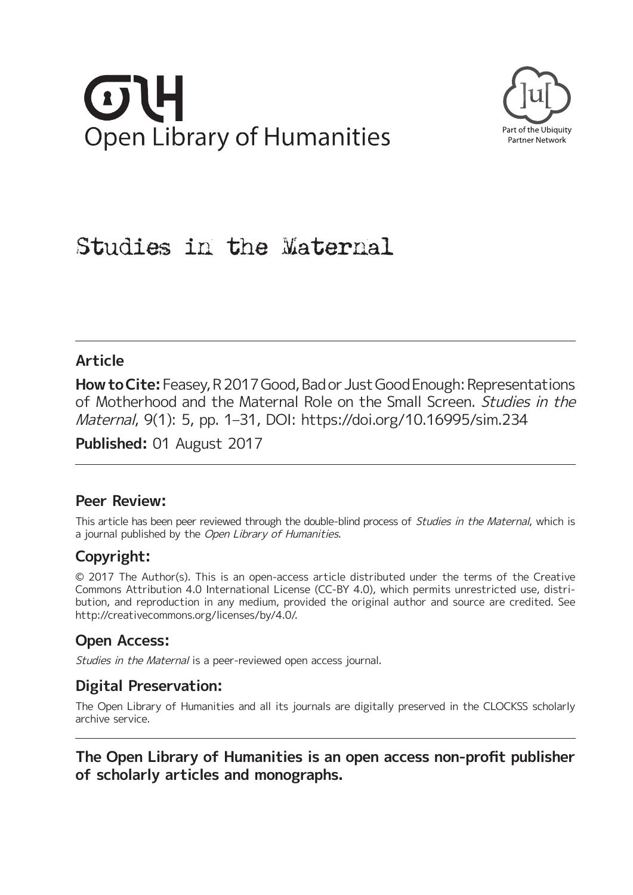Open Library of Humanities

Part of the Ubiquity Partner Network

# Studies in the Maternal

## Article

**How to Cite:** Feasey, R 2017 Good, Bad or Just Good Enough: Representations of Motherhood and the Maternal Role on the Small Screen. *Studies in the Maternal*, 9(1): 5, pp. 1–31, DOI: https://doi.org/10.16995/sim.234

**Published:** 01 August 2017

## Peer Review:

This article has been peer reviewed through the double-blind process of *Studies in the Maternal*, which is a journal published by the *Open Library of Humanities*.

## Copyright:

© 2017 The Author(s). This is an open-access article distributed under the terms of the Creative Commons Attribution 4.0 International License (CC-BY 4.0), which permits unrestricted use, distribution, and reproduction in any medium, provided the original author and source are credited. See http://creativecommons.org/licenses/by/4.0/.

## Open Access:

*Studies in the Maternal* is a peer-reviewed open access journal.

## Digital Preservation:

The Open Library of Humanities and all its journals are digitally preserved in the CLOCKSS scholarly archive service.

**The Open Library of Humanities is an open access non-profit publisher of scholarly articles and monographs.**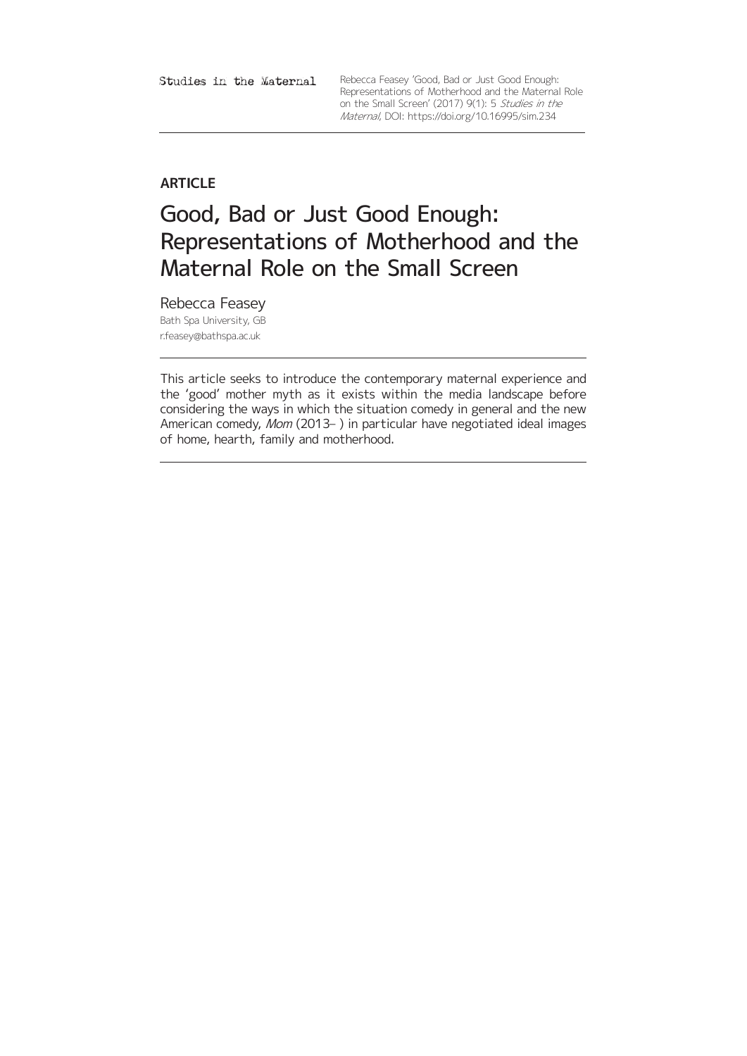**ARTICLE**

# Good, Bad or Just Good Enough: Representations of Motherhood and the Maternal Role on the Small Screen

Rebecca Feasey

Bath Spa University, GB

r.feasey@bathspa.ac.uk

This article seeks to introduce the contemporary maternal experience and the 'good' mother myth as it exists within the media landscape before considering the ways in which the situation comedy in general and the new American comedy, *Mom* (2013– ) in particular have negotiated ideal images of home, hearth, family and motherhood.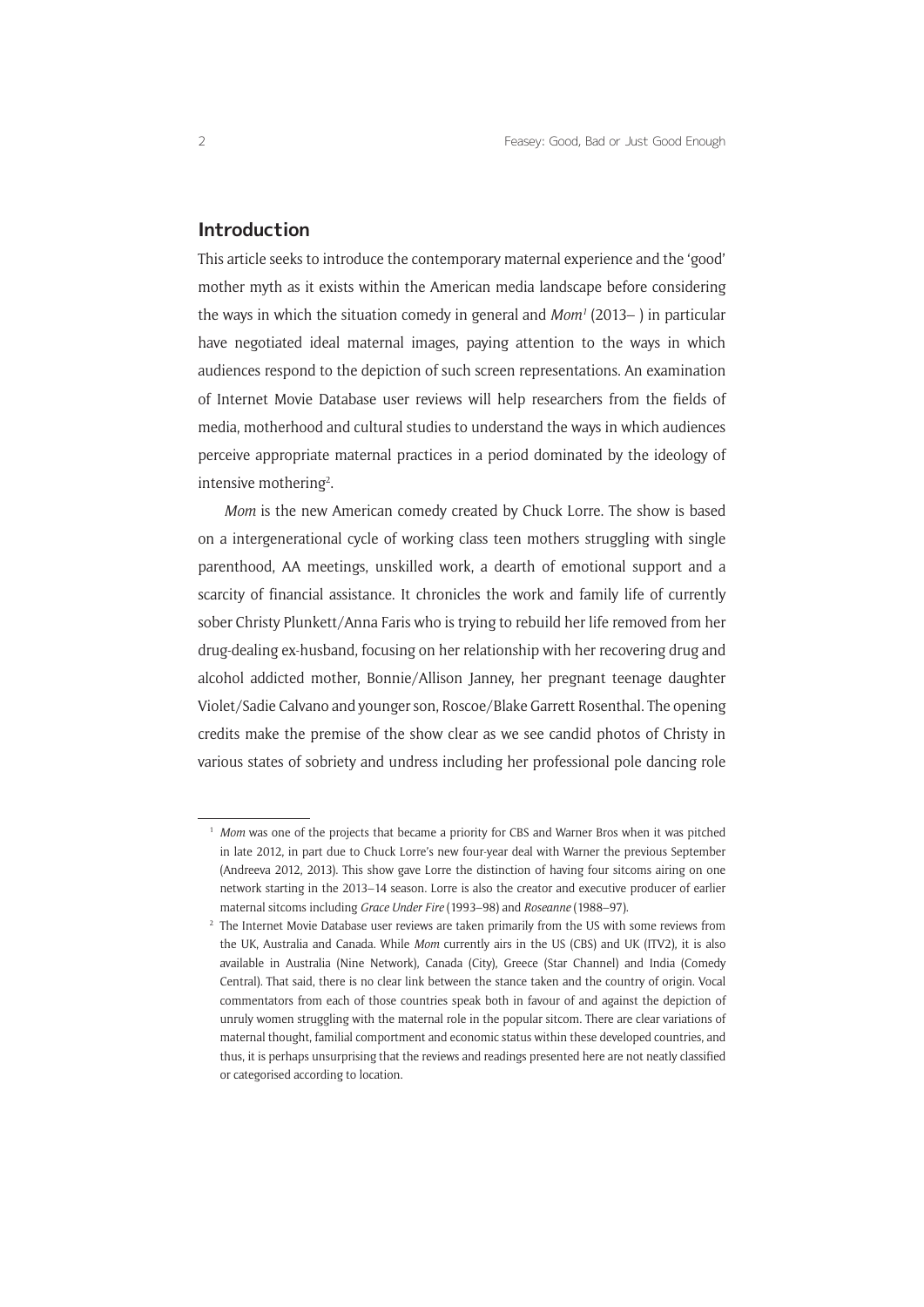## Introduction

This article seeks to introduce the contemporary maternal experience and the 'good' mother myth as it exists within the American media landscape before considering the ways in which the situation comedy in general and *Mom*[1] (2013– ) in particular have negotiated ideal maternal images, paying attention to the ways in which audiences respond to the depiction of such screen representations. An examination of Internet Movie Database user reviews will help researchers from the fields of media, motherhood and cultural studies to understand the ways in which audiences perceive appropriate maternal practices in a period dominated by the ideology of intensive mothering[2].

*Mom* is the new American comedy created by Chuck Lorre. The show is based on a intergenerational cycle of working class teen mothers struggling with single parenthood, AA meetings, unskilled work, a dearth of emotional support and a scarcity of financial assistance. It chronicles the work and family life of currently sober Christy Plunkett/Anna Faris who is trying to rebuild her life removed from her drug-dealing ex-husband, focusing on her relationship with her recovering drug and alcohol addicted mother, Bonnie/Allison Janney, her pregnant teenage daughter Violet/Sadie Calvano and younger son, Roscoe/Blake Garrett Rosenthal. The opening credits make the premise of the show clear as we see candid photos of Christy in various states of sobriety and undress including her professional pole dancing role

---

[1] *Mom* was one of the projects that became a priority for CBS and Warner Bros when it was pitched in late 2012, in part due to Chuck Lorre's new four-year deal with Warner the previous September (Andreeva 2012, 2013). This show gave Lorre the distinction of having four sitcoms airing on one network starting in the 2013–14 season. Lorre is also the creator and executive producer of earlier maternal sitcoms including *Grace Under Fire* (1993–98) and *Roseanne* (1988–97).

[2] The Internet Movie Database user reviews are taken primarily from the US with some reviews from the UK, Australia and Canada. While *Mom* currently airs in the US (CBS) and UK (ITV2), it is also available in Australia (Nine Network), Canada (City), Greece (Star Channel) and India (Comedy Central). That said, there is no clear link between the stance taken and the country of origin. Vocal commentators from each of those countries speak both in favour of and against the depiction of unruly women struggling with the maternal role in the popular sitcom. There are clear variations of maternal thought, familial comportment and economic status within these developed countries, and thus, it is perhaps unsurprising that the reviews and readings presented here are not neatly classified or categorised according to location.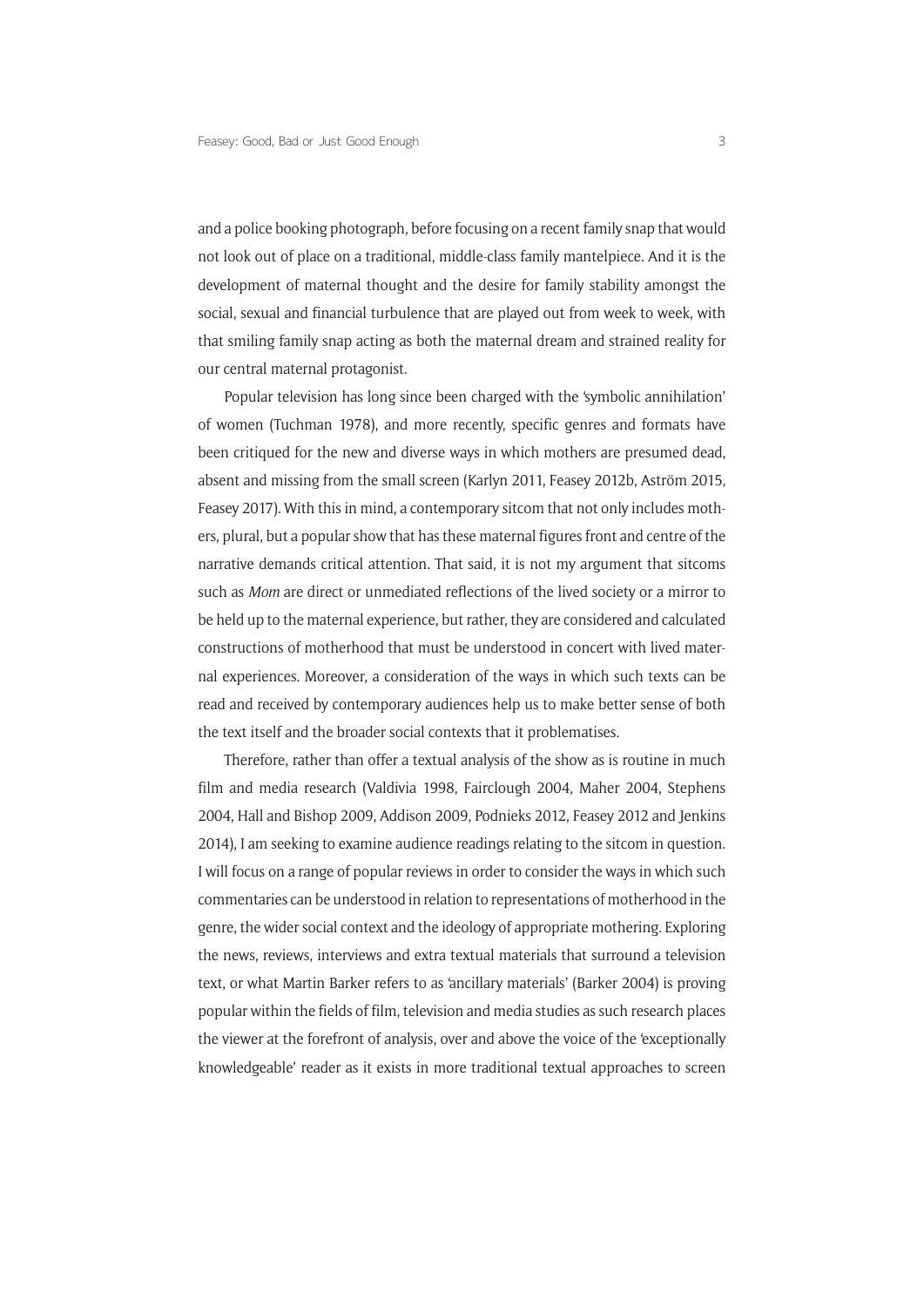and a police booking photograph, before focusing on a recent family snap that would not look out of place on a traditional, middle-class family mantelpiece. And it is the development of maternal thought and the desire for family stability amongst the social, sexual and financial turbulence that are played out from week to week, with that smiling family snap acting as both the maternal dream and strained reality for our central maternal protagonist.

Popular television has long since been charged with the 'symbolic annihilation' of women (Tuchman 1978), and more recently, specific genres and formats have been critiqued for the new and diverse ways in which mothers are presumed dead, absent and missing from the small screen (Karlyn 2011, Feasey 2012b, Aström 2015, Feasey 2017). With this in mind, a contemporary sitcom that not only includes mothers, plural, but a popular show that has these maternal figures front and centre of the narrative demands critical attention. That said, it is not my argument that sitcoms such as *Mom* are direct or unmediated reflections of the lived society or a mirror to be held up to the maternal experience, but rather, they are considered and calculated constructions of motherhood that must be understood in concert with lived maternal experiences. Moreover, a consideration of the ways in which such texts can be read and received by contemporary audiences help us to make better sense of both the text itself and the broader social contexts that it problematises.

Therefore, rather than offer a textual analysis of the show as is routine in much film and media research (Valdivia 1998, Fairclough 2004, Maher 2004, Stephens 2004, Hall and Bishop 2009, Addison 2009, Podnieks 2012, Feasey 2012 and Jenkins 2014), I am seeking to examine audience readings relating to the sitcom in question. I will focus on a range of popular reviews in order to consider the ways in which such commentaries can be understood in relation to representations of motherhood in the genre, the wider social context and the ideology of appropriate mothering. Exploring the news, reviews, interviews and extra textual materials that surround a television text, or what Martin Barker refers to as 'ancillary materials' (Barker 2004) is proving popular within the fields of film, television and media studies as such research places the viewer at the forefront of analysis, over and above the voice of the 'exceptionally knowledgeable' reader as it exists in more traditional textual approaches to screen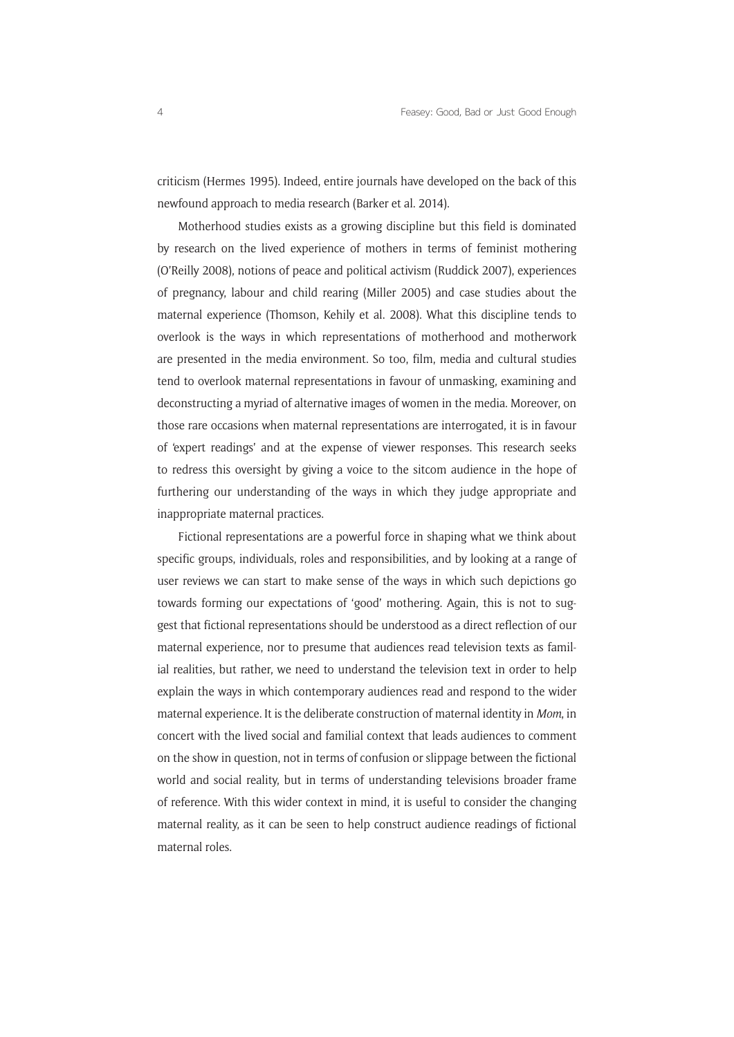criticism (Hermes 1995). Indeed, entire journals have developed on the back of this newfound approach to media research (Barker et al. 2014).

Motherhood studies exists as a growing discipline but this field is dominated by research on the lived experience of mothers in terms of feminist mothering (O'Reilly 2008), notions of peace and political activism (Ruddick 2007), experiences of pregnancy, labour and child rearing (Miller 2005) and case studies about the maternal experience (Thomson, Kehily et al. 2008). What this discipline tends to overlook is the ways in which representations of motherhood and motherwork are presented in the media environment. So too, film, media and cultural studies tend to overlook maternal representations in favour of unmasking, examining and deconstructing a myriad of alternative images of women in the media. Moreover, on those rare occasions when maternal representations are interrogated, it is in favour of 'expert readings' and at the expense of viewer responses. This research seeks to redress this oversight by giving a voice to the sitcom audience in the hope of furthering our understanding of the ways in which they judge appropriate and inappropriate maternal practices.

Fictional representations are a powerful force in shaping what we think about specific groups, individuals, roles and responsibilities, and by looking at a range of user reviews we can start to make sense of the ways in which such depictions go towards forming our expectations of 'good' mothering. Again, this is not to suggest that fictional representations should be understood as a direct reflection of our maternal experience, nor to presume that audiences read television texts as familial realities, but rather, we need to understand the television text in order to help explain the ways in which contemporary audiences read and respond to the wider maternal experience. It is the deliberate construction of maternal identity in *Mom*, in concert with the lived social and familial context that leads audiences to comment on the show in question, not in terms of confusion or slippage between the fictional world and social reality, but in terms of understanding televisions broader frame of reference. With this wider context in mind, it is useful to consider the changing maternal reality, as it can be seen to help construct audience readings of fictional maternal roles.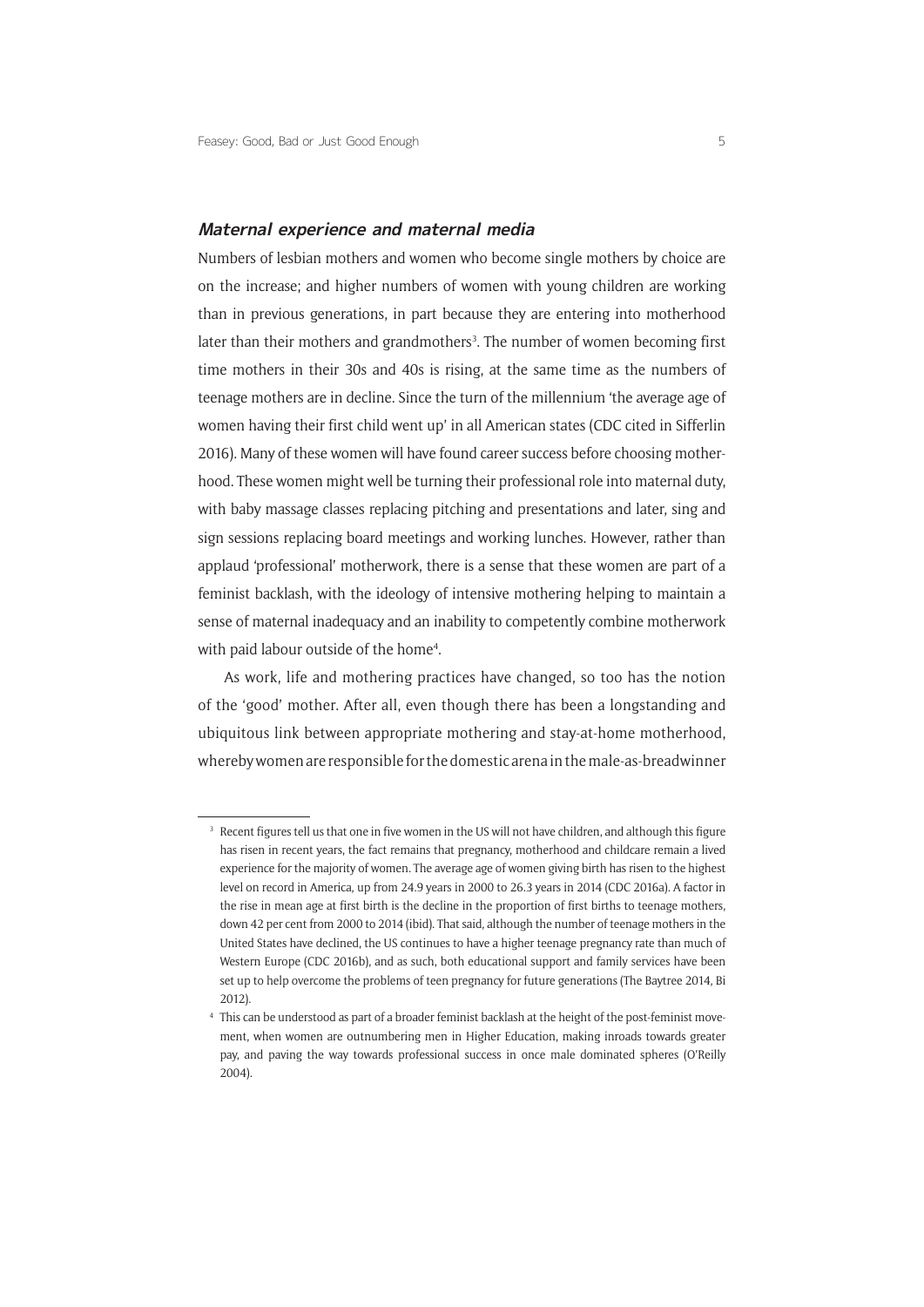### *Maternal experience and maternal media*

Numbers of lesbian mothers and women who become single mothers by choice are on the increase; and higher numbers of women with young children are working than in previous generations, in part because they are entering into motherhood later than their mothers and grandmothers[3]. The number of women becoming first time mothers in their 30s and 40s is rising, at the same time as the numbers of teenage mothers are in decline. Since the turn of the millennium 'the average age of women having their first child went up' in all American states (CDC cited in Sifferlin 2016). Many of these women will have found career success before choosing motherhood. These women might well be turning their professional role into maternal duty, with baby massage classes replacing pitching and presentations and later, sing and sign sessions replacing board meetings and working lunches. However, rather than applaud 'professional' motherwork, there is a sense that these women are part of a feminist backlash, with the ideology of intensive mothering helping to maintain a sense of maternal inadequacy and an inability to competently combine motherwork with paid labour outside of the home[4].

As work, life and mothering practices have changed, so too has the notion of the 'good' mother. After all, even though there has been a longstanding and ubiquitous link between appropriate mothering and stay-at-home motherhood, whereby women are responsible for the domestic arena in the male-as-breadwinner

---

[3] Recent figures tell us that one in five women in the US will not have children, and although this figure has risen in recent years, the fact remains that pregnancy, motherhood and childcare remain a lived experience for the majority of women. The average age of women giving birth has risen to the highest level on record in America, up from 24.9 years in 2000 to 26.3 years in 2014 (CDC 2016a). A factor in the rise in mean age at first birth is the decline in the proportion of first births to teenage mothers, down 42 per cent from 2000 to 2014 (ibid). That said, although the number of teenage mothers in the United States have declined, the US continues to have a higher teenage pregnancy rate than much of Western Europe (CDC 2016b), and as such, both educational support and family services have been set up to help overcome the problems of teen pregnancy for future generations (The Baytree 2014, Bi 2012).

[4] This can be understood as part of a broader feminist backlash at the height of the post-feminist movement, when women are outnumbering men in Higher Education, making inroads towards greater pay, and paving the way towards professional success in once male dominated spheres (O'Reilly 2004).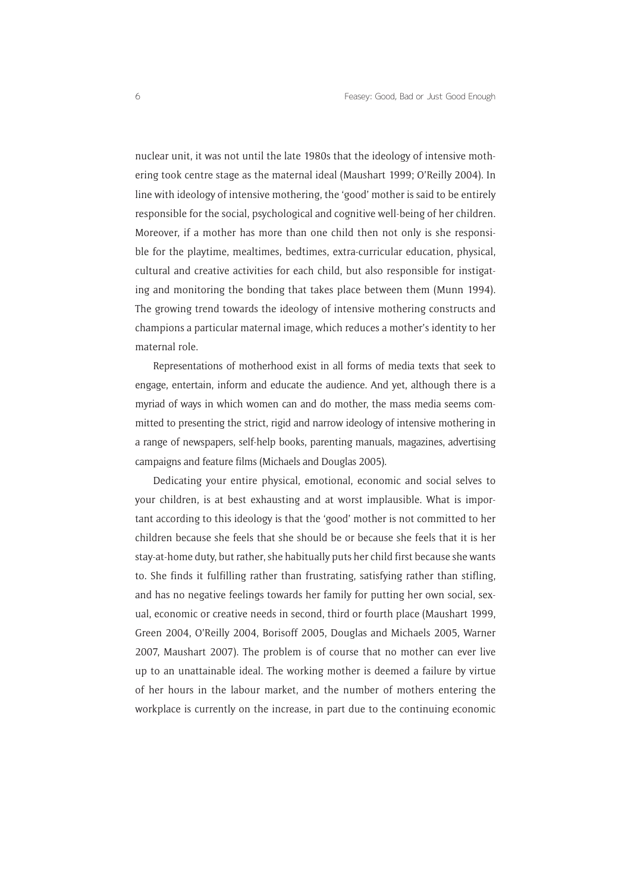nuclear unit, it was not until the late 1980s that the ideology of intensive mothering took centre stage as the maternal ideal (Maushart 1999; O'Reilly 2004). In line with ideology of intensive mothering, the 'good' mother is said to be entirely responsible for the social, psychological and cognitive well-being of her children. Moreover, if a mother has more than one child then not only is she responsible for the playtime, mealtimes, bedtimes, extra-curricular education, physical, cultural and creative activities for each child, but also responsible for instigating and monitoring the bonding that takes place between them (Munn 1994). The growing trend towards the ideology of intensive mothering constructs and champions a particular maternal image, which reduces a mother's identity to her maternal role.

Representations of motherhood exist in all forms of media texts that seek to engage, entertain, inform and educate the audience. And yet, although there is a myriad of ways in which women can and do mother, the mass media seems committed to presenting the strict, rigid and narrow ideology of intensive mothering in a range of newspapers, self-help books, parenting manuals, magazines, advertising campaigns and feature films (Michaels and Douglas 2005).

Dedicating your entire physical, emotional, economic and social selves to your children, is at best exhausting and at worst implausible. What is important according to this ideology is that the 'good' mother is not committed to her children because she feels that she should be or because she feels that it is her stay-at-home duty, but rather, she habitually puts her child first because she wants to. She finds it fulfilling rather than frustrating, satisfying rather than stifling, and has no negative feelings towards her family for putting her own social, sexual, economic or creative needs in second, third or fourth place (Maushart 1999, Green 2004, O'Reilly 2004, Borisoff 2005, Douglas and Michaels 2005, Warner 2007, Maushart 2007). The problem is of course that no mother can ever live up to an unattainable ideal. The working mother is deemed a failure by virtue of her hours in the labour market, and the number of mothers entering the workplace is currently on the increase, in part due to the continuing economic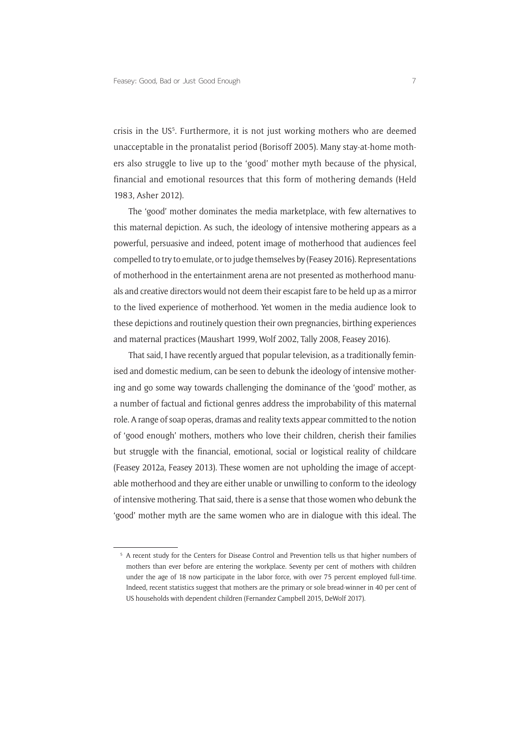crisis in the US[5]. Furthermore, it is not just working mothers who are deemed unacceptable in the pronatalist period (Borisoff 2005). Many stay-at-home mothers also struggle to live up to the 'good' mother myth because of the physical, financial and emotional resources that this form of mothering demands (Held 1983, Asher 2012).

The 'good' mother dominates the media marketplace, with few alternatives to this maternal depiction. As such, the ideology of intensive mothering appears as a powerful, persuasive and indeed, potent image of motherhood that audiences feel compelled to try to emulate, or to judge themselves by (Feasey 2016). Representations of motherhood in the entertainment arena are not presented as motherhood manuals and creative directors would not deem their escapist fare to be held up as a mirror to the lived experience of motherhood. Yet women in the media audience look to these depictions and routinely question their own pregnancies, birthing experiences and maternal practices (Maushart 1999, Wolf 2002, Tally 2008, Feasey 2016).

That said, I have recently argued that popular television, as a traditionally feminised and domestic medium, can be seen to debunk the ideology of intensive mothering and go some way towards challenging the dominance of the 'good' mother, as a number of factual and fictional genres address the improbability of this maternal role. A range of soap operas, dramas and reality texts appear committed to the notion of 'good enough' mothers, mothers who love their children, cherish their families but struggle with the financial, emotional, social or logistical reality of childcare (Feasey 2012a, Feasey 2013). These women are not upholding the image of acceptable motherhood and they are either unable or unwilling to conform to the ideology of intensive mothering. That said, there is a sense that those women who debunk the 'good' mother myth are the same women who are in dialogue with this ideal. The

[5] A recent study for the Centers for Disease Control and Prevention tells us that higher numbers of mothers than ever before are entering the workplace. Seventy per cent of mothers with children under the age of 18 now participate in the labor force, with over 75 percent employed full-time. Indeed, recent statistics suggest that mothers are the primary or sole bread-winner in 40 per cent of US households with dependent children (Fernandez Campbell 2015, DeWolf 2017).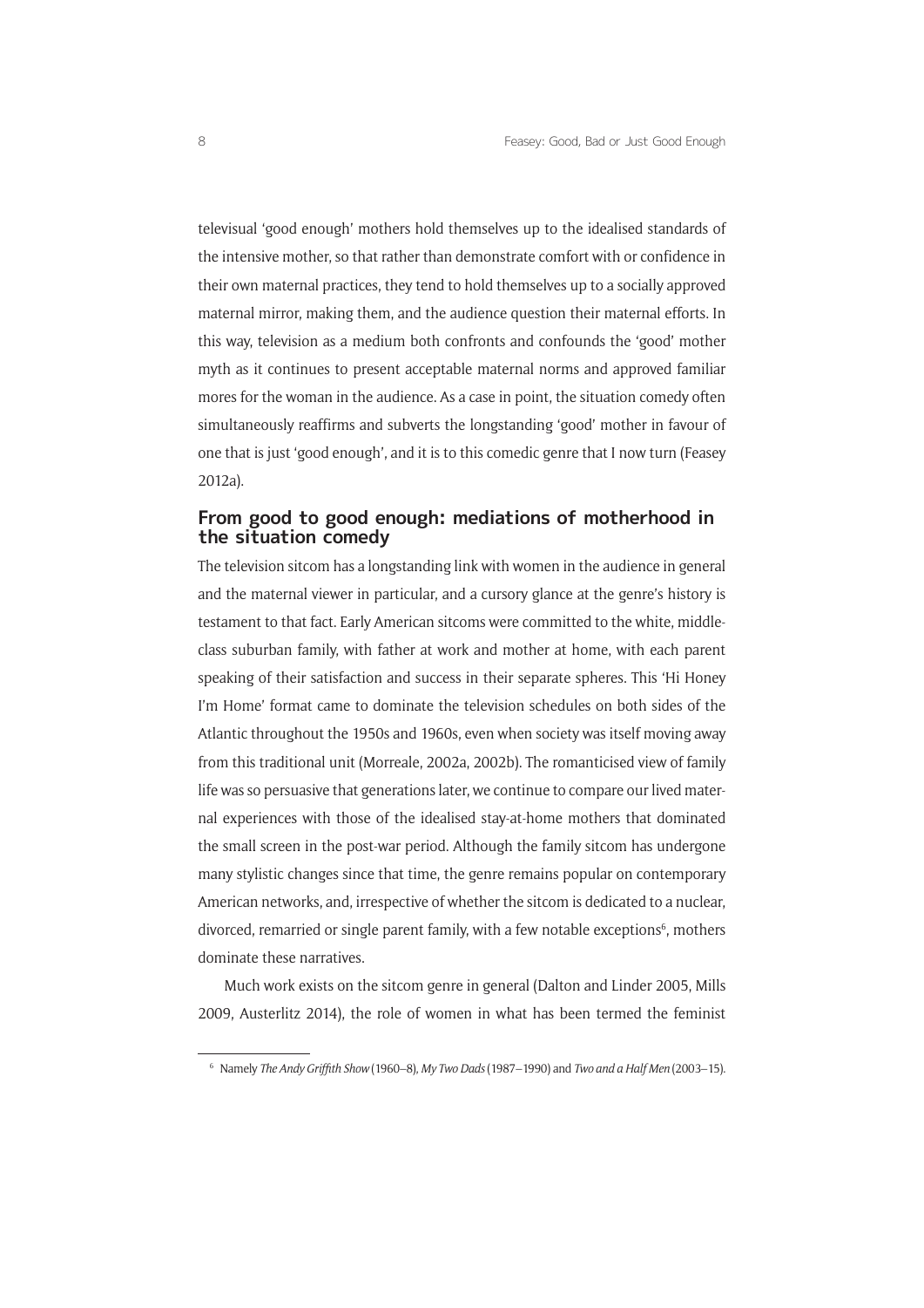televisual 'good enough' mothers hold themselves up to the idealised standards of the intensive mother, so that rather than demonstrate comfort with or confidence in their own maternal practices, they tend to hold themselves up to a socially approved maternal mirror, making them, and the audience question their maternal efforts. In this way, television as a medium both confronts and confounds the 'good' mother myth as it continues to present acceptable maternal norms and approved familiar mores for the woman in the audience. As a case in point, the situation comedy often simultaneously reaffirms and subverts the longstanding 'good' mother in favour of one that is just 'good enough', and it is to this comedic genre that I now turn (Feasey 2012a).

## From good to good enough: mediations of motherhood in the situation comedy

The television sitcom has a longstanding link with women in the audience in general and the maternal viewer in particular, and a cursory glance at the genre's history is testament to that fact. Early American sitcoms were committed to the white, middle-class suburban family, with father at work and mother at home, with each parent speaking of their satisfaction and success in their separate spheres. This 'Hi Honey I'm Home' format came to dominate the television schedules on both sides of the Atlantic throughout the 1950s and 1960s, even when society was itself moving away from this traditional unit (Morreale, 2002a, 2002b). The romanticised view of family life was so persuasive that generations later, we continue to compare our lived maternal experiences with those of the idealised stay-at-home mothers that dominated the small screen in the post-war period. Although the family sitcom has undergone many stylistic changes since that time, the genre remains popular on contemporary American networks, and, irrespective of whether the sitcom is dedicated to a nuclear, divorced, remarried or single parent family, with a few notable exceptions[6], mothers dominate these narratives.

Much work exists on the sitcom genre in general (Dalton and Linder 2005, Mills 2009, Austerlitz 2014), the role of women in what has been termed the feminist

[6] Namely *The Andy Griffith Show* (1960–8), *My Two Dads* (1987–1990) and *Two and a Half Men* (2003–15).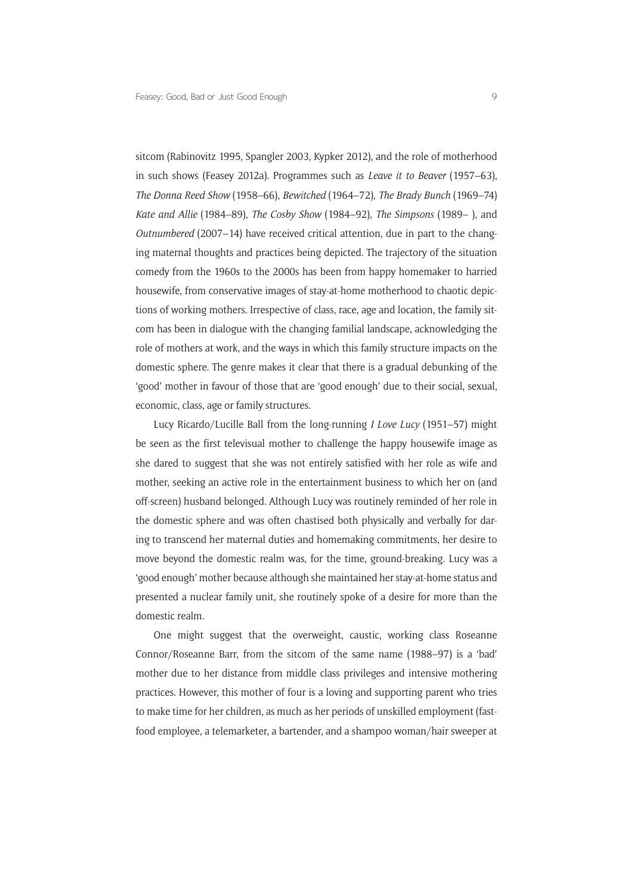sitcom (Rabinovitz 1995, Spangler 2003, Kypker 2012), and the role of motherhood in such shows (Feasey 2012a). Programmes such as *Leave it to Beaver* (1957–63), *The Donna Reed Show* (1958–66), *Bewitched* (1964–72), *The Brady Bunch* (1969–74) *Kate and Allie* (1984–89), *The Cosby Show* (1984–92), *The Simpsons* (1989– ), and *Outnumbered* (2007–14) have received critical attention, due in part to the changing maternal thoughts and practices being depicted. The trajectory of the situation comedy from the 1960s to the 2000s has been from happy homemaker to harried housewife, from conservative images of stay-at-home motherhood to chaotic depictions of working mothers. Irrespective of class, race, age and location, the family sitcom has been in dialogue with the changing familial landscape, acknowledging the role of mothers at work, and the ways in which this family structure impacts on the domestic sphere. The genre makes it clear that there is a gradual debunking of the 'good' mother in favour of those that are 'good enough' due to their social, sexual, economic, class, age or family structures.

Lucy Ricardo/Lucille Ball from the long-running *I Love Lucy* (1951–57) might be seen as the first televisual mother to challenge the happy housewife image as she dared to suggest that she was not entirely satisfied with her role as wife and mother, seeking an active role in the entertainment business to which her on (and off-screen) husband belonged. Although Lucy was routinely reminded of her role in the domestic sphere and was often chastised both physically and verbally for daring to transcend her maternal duties and homemaking commitments, her desire to move beyond the domestic realm was, for the time, ground-breaking. Lucy was a 'good enough' mother because although she maintained her stay-at-home status and presented a nuclear family unit, she routinely spoke of a desire for more than the domestic realm.

One might suggest that the overweight, caustic, working class Roseanne Connor/Roseanne Barr, from the sitcom of the same name (1988–97) is a 'bad' mother due to her distance from middle class privileges and intensive mothering practices. However, this mother of four is a loving and supporting parent who tries to make time for her children, as much as her periods of unskilled employment (fast-food employee, a telemarketer, a bartender, and a shampoo woman/hair sweeper at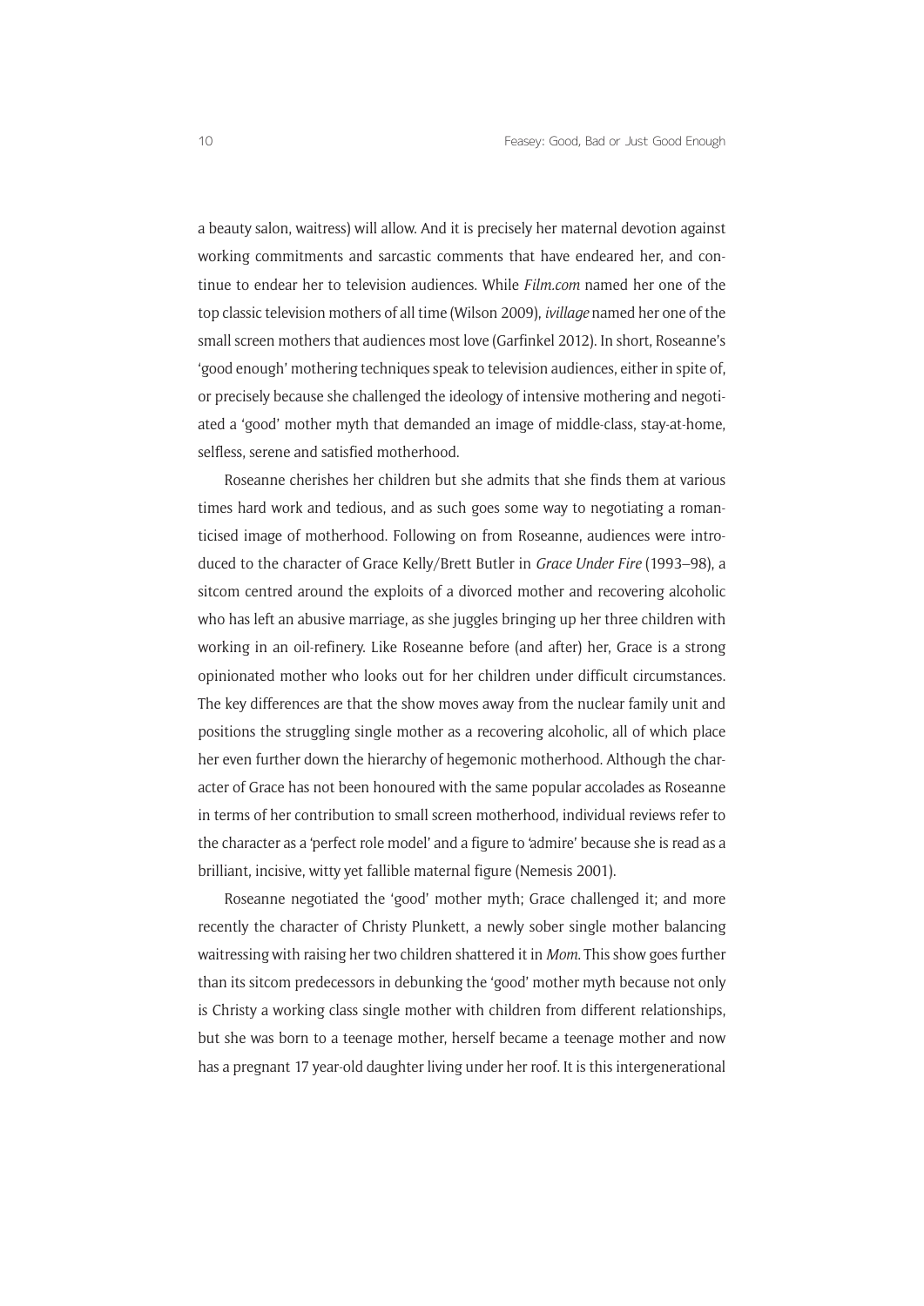a beauty salon, waitress) will allow. And it is precisely her maternal devotion against working commitments and sarcastic comments that have endeared her, and continue to endear her to television audiences. While *Film.com* named her one of the top classic television mothers of all time (Wilson 2009), *ivillage* named her one of the small screen mothers that audiences most love (Garfinkel 2012). In short, Roseanne's 'good enough' mothering techniques speak to television audiences, either in spite of, or precisely because she challenged the ideology of intensive mothering and negotiated a 'good' mother myth that demanded an image of middle-class, stay-at-home, selfless, serene and satisfied motherhood.

Roseanne cherishes her children but she admits that she finds them at various times hard work and tedious, and as such goes some way to negotiating a romanticised image of motherhood. Following on from Roseanne, audiences were introduced to the character of Grace Kelly/Brett Butler in *Grace Under Fire* (1993–98), a sitcom centred around the exploits of a divorced mother and recovering alcoholic who has left an abusive marriage, as she juggles bringing up her three children with working in an oil-refinery. Like Roseanne before (and after) her, Grace is a strong opinionated mother who looks out for her children under difficult circumstances. The key differences are that the show moves away from the nuclear family unit and positions the struggling single mother as a recovering alcoholic, all of which place her even further down the hierarchy of hegemonic motherhood. Although the character of Grace has not been honoured with the same popular accolades as Roseanne in terms of her contribution to small screen motherhood, individual reviews refer to the character as a 'perfect role model' and a figure to 'admire' because she is read as a brilliant, incisive, witty yet fallible maternal figure (Nemesis 2001).

Roseanne negotiated the 'good' mother myth; Grace challenged it; and more recently the character of Christy Plunkett, a newly sober single mother balancing waitressing with raising her two children shattered it in *Mom*. This show goes further than its sitcom predecessors in debunking the 'good' mother myth because not only is Christy a working class single mother with children from different relationships, but she was born to a teenage mother, herself became a teenage mother and now has a pregnant 17 year-old daughter living under her roof. It is this intergenerational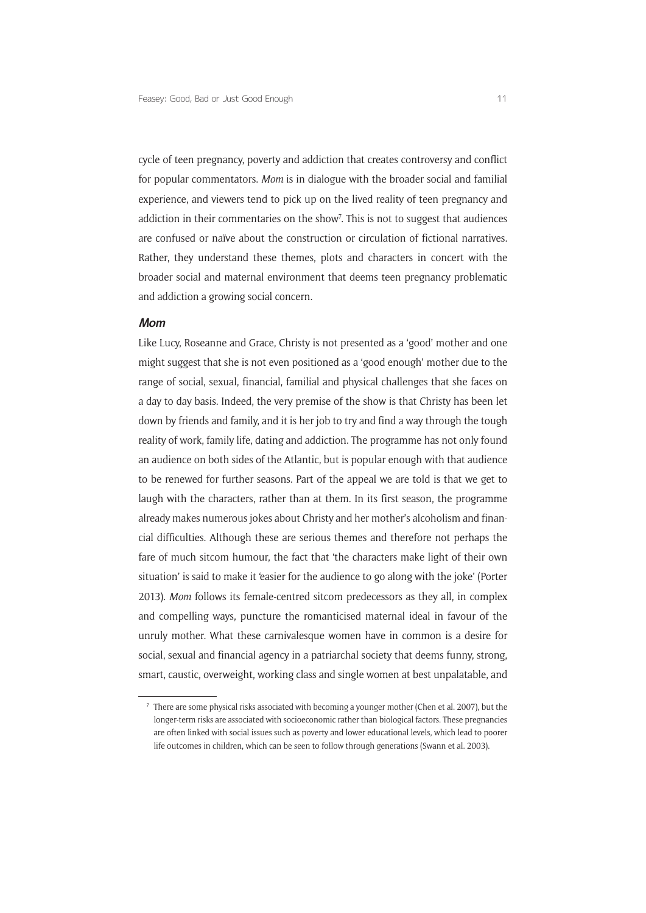cycle of teen pregnancy, poverty and addiction that creates controversy and conflict for popular commentators. *Mom* is in dialogue with the broader social and familial experience, and viewers tend to pick up on the lived reality of teen pregnancy and addiction in their commentaries on the show[7]. This is not to suggest that audiences are confused or naïve about the construction or circulation of fictional narratives. Rather, they understand these themes, plots and characters in concert with the broader social and maternal environment that deems teen pregnancy problematic and addiction a growing social concern.

### *Mom*

Like Lucy, Roseanne and Grace, Christy is not presented as a 'good' mother and one might suggest that she is not even positioned as a 'good enough' mother due to the range of social, sexual, financial, familial and physical challenges that she faces on a day to day basis. Indeed, the very premise of the show is that Christy has been let down by friends and family, and it is her job to try and find a way through the tough reality of work, family life, dating and addiction. The programme has not only found an audience on both sides of the Atlantic, but is popular enough with that audience to be renewed for further seasons. Part of the appeal we are told is that we get to laugh with the characters, rather than at them. In its first season, the programme already makes numerous jokes about Christy and her mother's alcoholism and financial difficulties. Although these are serious themes and therefore not perhaps the fare of much sitcom humour, the fact that 'the characters make light of their own situation' is said to make it 'easier for the audience to go along with the joke' (Porter 2013). *Mom* follows its female-centred sitcom predecessors as they all, in complex and compelling ways, puncture the romanticised maternal ideal in favour of the unruly mother. What these carnivalesque women have in common is a desire for social, sexual and financial agency in a patriarchal society that deems funny, strong, smart, caustic, overweight, working class and single women at best unpalatable, and

---

[7] There are some physical risks associated with becoming a younger mother (Chen et al. 2007), but the longer-term risks are associated with socioeconomic rather than biological factors. These pregnancies are often linked with social issues such as poverty and lower educational levels, which lead to poorer life outcomes in children, which can be seen to follow through generations (Swann et al. 2003).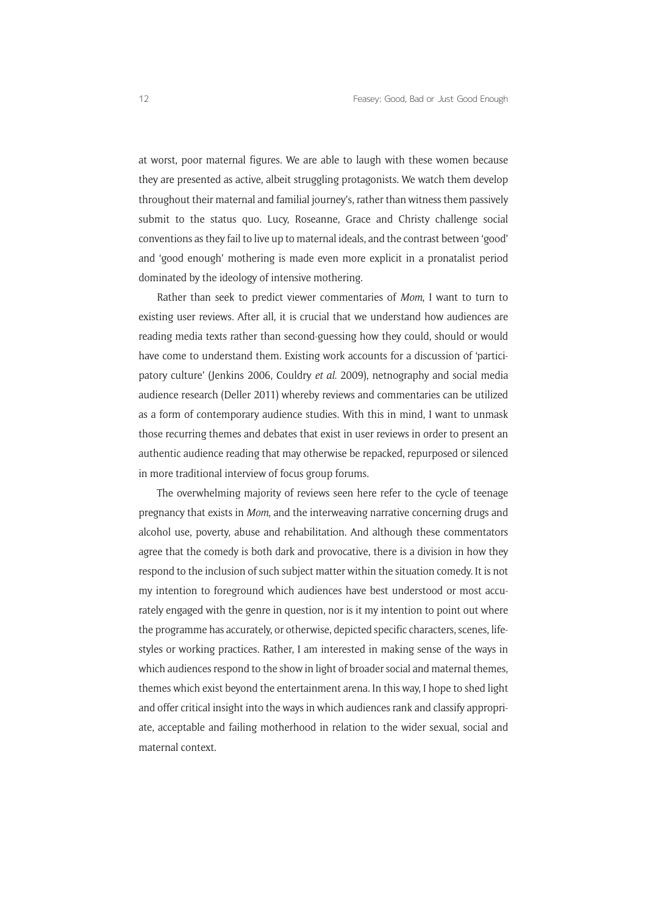at worst, poor maternal figures. We are able to laugh with these women because they are presented as active, albeit struggling protagonists. We watch them develop throughout their maternal and familial journey's, rather than witness them passively submit to the status quo. Lucy, Roseanne, Grace and Christy challenge social conventions as they fail to live up to maternal ideals, and the contrast between 'good' and 'good enough' mothering is made even more explicit in a pronatalist period dominated by the ideology of intensive mothering.

Rather than seek to predict viewer commentaries of *Mom*, I want to turn to existing user reviews. After all, it is crucial that we understand how audiences are reading media texts rather than second-guessing how they could, should or would have come to understand them. Existing work accounts for a discussion of 'participatory culture' (Jenkins 2006, Couldry *et al*. 2009), netnography and social media audience research (Deller 2011) whereby reviews and commentaries can be utilized as a form of contemporary audience studies. With this in mind, I want to unmask those recurring themes and debates that exist in user reviews in order to present an authentic audience reading that may otherwise be repacked, repurposed or silenced in more traditional interview of focus group forums.

The overwhelming majority of reviews seen here refer to the cycle of teenage pregnancy that exists in *Mom*, and the interweaving narrative concerning drugs and alcohol use, poverty, abuse and rehabilitation. And although these commentators agree that the comedy is both dark and provocative, there is a division in how they respond to the inclusion of such subject matter within the situation comedy. It is not my intention to foreground which audiences have best understood or most accurately engaged with the genre in question, nor is it my intention to point out where the programme has accurately, or otherwise, depicted specific characters, scenes, lifestyles or working practices. Rather, I am interested in making sense of the ways in which audiences respond to the show in light of broader social and maternal themes, themes which exist beyond the entertainment arena. In this way, I hope to shed light and offer critical insight into the ways in which audiences rank and classify appropriate, acceptable and failing motherhood in relation to the wider sexual, social and maternal context.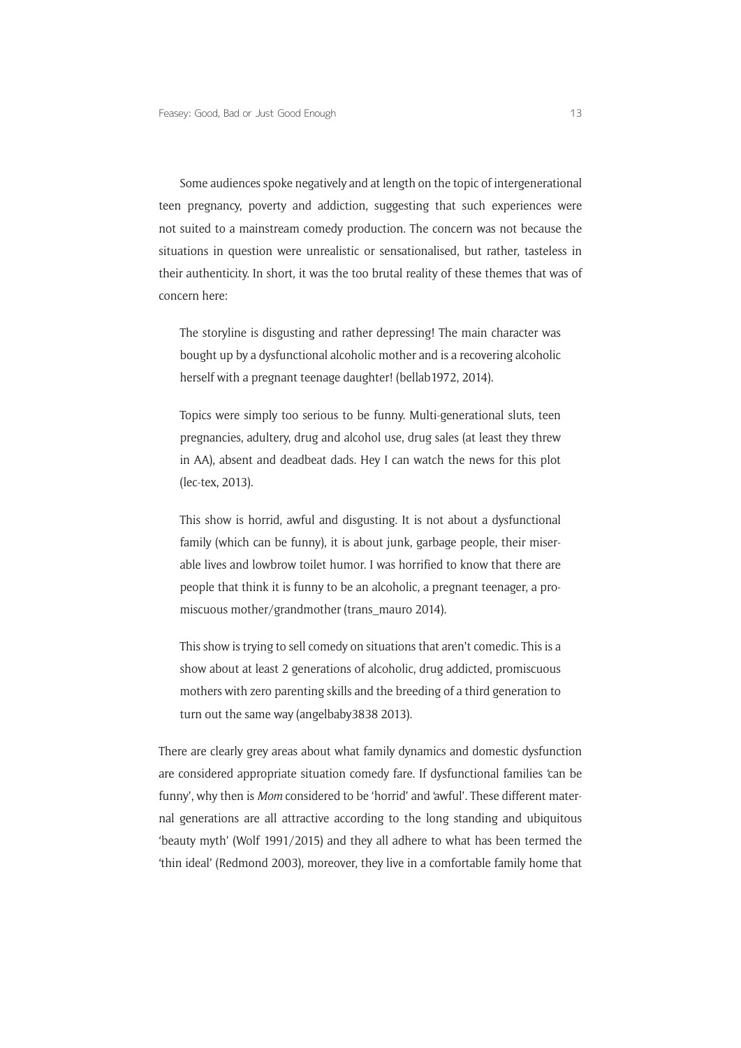Some audiences spoke negatively and at length on the topic of intergenerational teen pregnancy, poverty and addiction, suggesting that such experiences were not suited to a mainstream comedy production. The concern was not because the situations in question were unrealistic or sensationalised, but rather, tasteless in their authenticity. In short, it was the too brutal reality of these themes that was of concern here:

> The storyline is disgusting and rather depressing! The main character was bought up by a dysfunctional alcoholic mother and is a recovering alcoholic herself with a pregnant teenage daughter! (bellab1972, 2014).

> Topics were simply too serious to be funny. Multi-generational sluts, teen pregnancies, adultery, drug and alcohol use, drug sales (at least they threw in AA), absent and deadbeat dads. Hey I can watch the news for this plot (lec-tex, 2013).

> This show is horrid, awful and disgusting. It is not about a dysfunctional family (which can be funny), it is about junk, garbage people, their miserable lives and lowbrow toilet humor. I was horrified to know that there are people that think it is funny to be an alcoholic, a pregnant teenager, a promiscuous mother/grandmother (trans_mauro 2014).

> This show is trying to sell comedy on situations that aren't comedic. This is a show about at least 2 generations of alcoholic, drug addicted, promiscuous mothers with zero parenting skills and the breeding of a third generation to turn out the same way (angelbaby3838 2013).

There are clearly grey areas about what family dynamics and domestic dysfunction are considered appropriate situation comedy fare. If dysfunctional families 'can be funny', why then is *Mom* considered to be 'horrid' and 'awful'. These different maternal generations are all attractive according to the long standing and ubiquitous 'beauty myth' (Wolf 1991/2015) and they all adhere to what has been termed the 'thin ideal' (Redmond 2003), moreover, they live in a comfortable family home that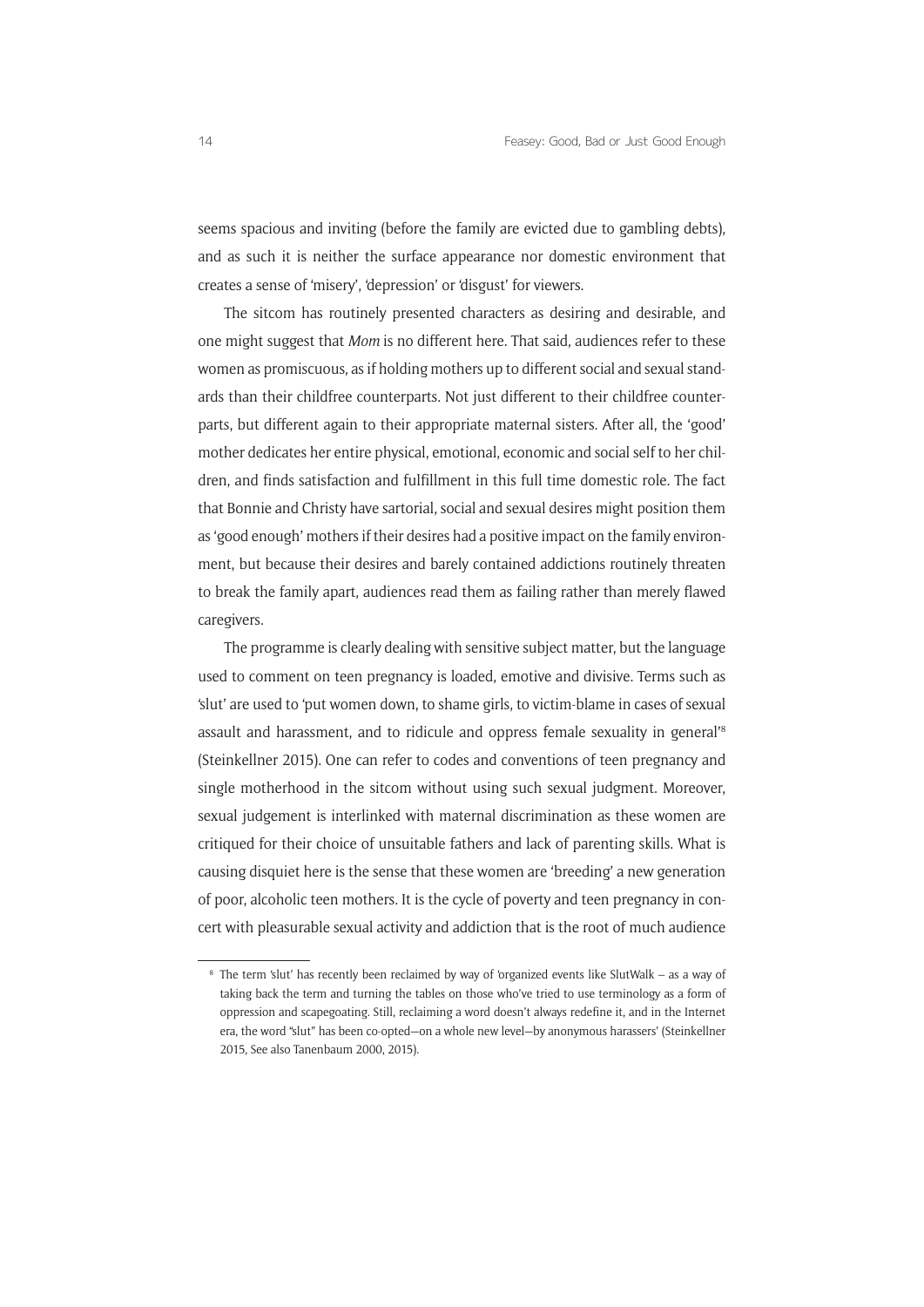seems spacious and inviting (before the family are evicted due to gambling debts), and as such it is neither the surface appearance nor domestic environment that creates a sense of 'misery', 'depression' or 'disgust' for viewers.

The sitcom has routinely presented characters as desiring and desirable, and one might suggest that *Mom* is no different here. That said, audiences refer to these women as promiscuous, as if holding mothers up to different social and sexual standards than their childfree counterparts. Not just different to their childfree counterparts, but different again to their appropriate maternal sisters. After all, the 'good' mother dedicates her entire physical, emotional, economic and social self to her children, and finds satisfaction and fulfillment in this full time domestic role. The fact that Bonnie and Christy have sartorial, social and sexual desires might position them as 'good enough' mothers if their desires had a positive impact on the family environment, but because their desires and barely contained addictions routinely threaten to break the family apart, audiences read them as failing rather than merely flawed caregivers.

The programme is clearly dealing with sensitive subject matter, but the language used to comment on teen pregnancy is loaded, emotive and divisive. Terms such as 'slut' are used to 'put women down, to shame girls, to victim-blame in cases of sexual assault and harassment, and to ridicule and oppress female sexuality in general'[8] (Steinkellner 2015). One can refer to codes and conventions of teen pregnancy and single motherhood in the sitcom without using such sexual judgment. Moreover, sexual judgement is interlinked with maternal discrimination as these women are critiqued for their choice of unsuitable fathers and lack of parenting skills. What is causing disquiet here is the sense that these women are 'breeding' a new generation of poor, alcoholic teen mothers. It is the cycle of poverty and teen pregnancy in concert with pleasurable sexual activity and addiction that is the root of much audience

---

[8] The term 'slut' has recently been reclaimed by way of 'organized events like SlutWalk – as a way of taking back the term and turning the tables on those who've tried to use terminology as a form of oppression and scapegoating. Still, reclaiming a word doesn't always redefine it, and in the Internet era, the word "slut" has been co-opted—on a whole new level—by anonymous harassers' (Steinkellner 2015, See also Tanenbaum 2000, 2015).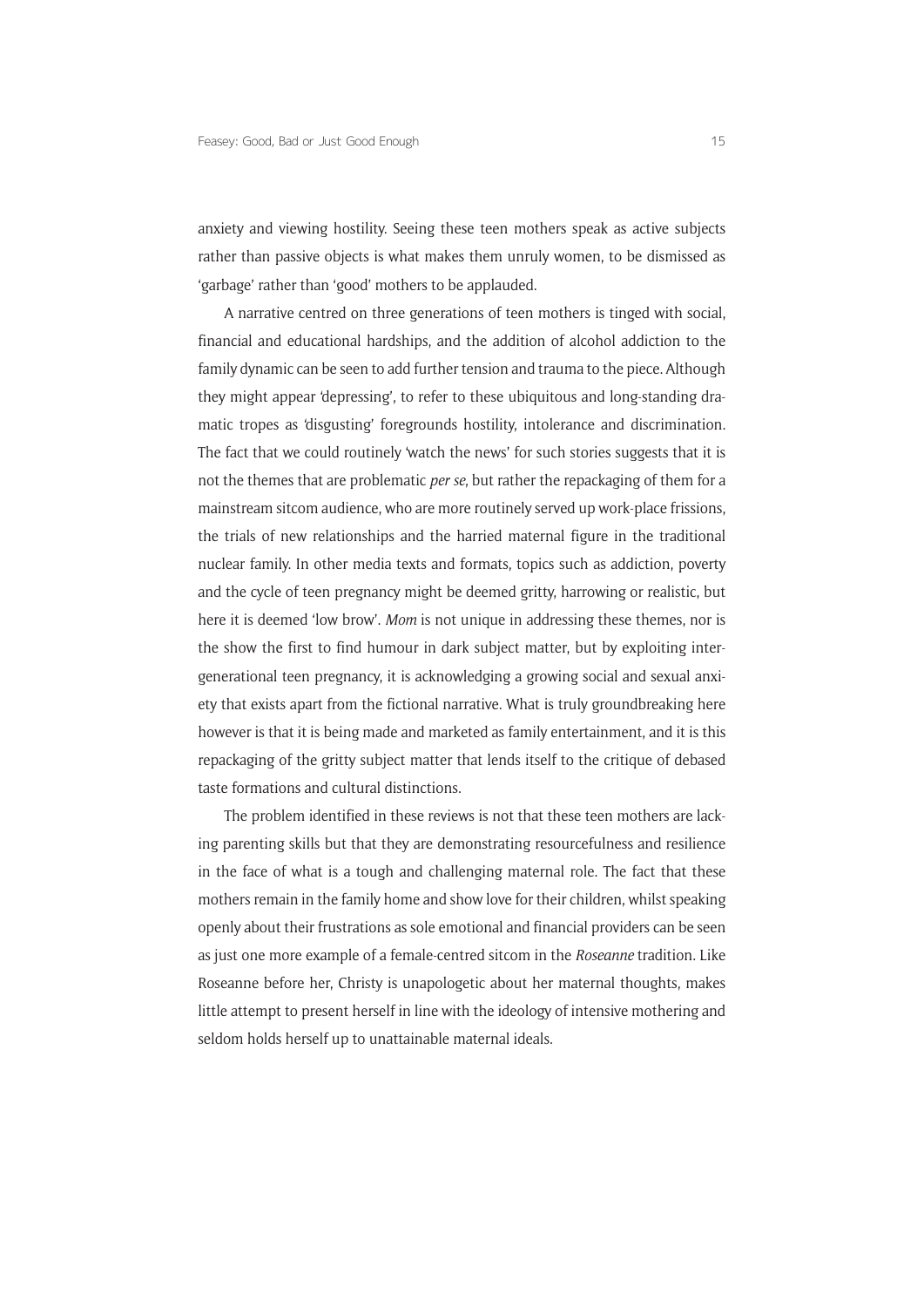anxiety and viewing hostility. Seeing these teen mothers speak as active subjects rather than passive objects is what makes them unruly women, to be dismissed as 'garbage' rather than 'good' mothers to be applauded.

A narrative centred on three generations of teen mothers is tinged with social, financial and educational hardships, and the addition of alcohol addiction to the family dynamic can be seen to add further tension and trauma to the piece. Although they might appear 'depressing', to refer to these ubiquitous and long-standing dramatic tropes as 'disgusting' foregrounds hostility, intolerance and discrimination. The fact that we could routinely 'watch the news' for such stories suggests that it is not the themes that are problematic *per se*, but rather the repackaging of them for a mainstream sitcom audience, who are more routinely served up work-place frissions, the trials of new relationships and the harried maternal figure in the traditional nuclear family. In other media texts and formats, topics such as addiction, poverty and the cycle of teen pregnancy might be deemed gritty, harrowing or realistic, but here it is deemed 'low brow'. *Mom* is not unique in addressing these themes, nor is the show the first to find humour in dark subject matter, but by exploiting intergenerational teen pregnancy, it is acknowledging a growing social and sexual anxiety that exists apart from the fictional narrative. What is truly groundbreaking here however is that it is being made and marketed as family entertainment, and it is this repackaging of the gritty subject matter that lends itself to the critique of debased taste formations and cultural distinctions.

The problem identified in these reviews is not that these teen mothers are lacking parenting skills but that they are demonstrating resourcefulness and resilience in the face of what is a tough and challenging maternal role. The fact that these mothers remain in the family home and show love for their children, whilst speaking openly about their frustrations as sole emotional and financial providers can be seen as just one more example of a female-centred sitcom in the *Roseanne* tradition. Like Roseanne before her, Christy is unapologetic about her maternal thoughts, makes little attempt to present herself in line with the ideology of intensive mothering and seldom holds herself up to unattainable maternal ideals.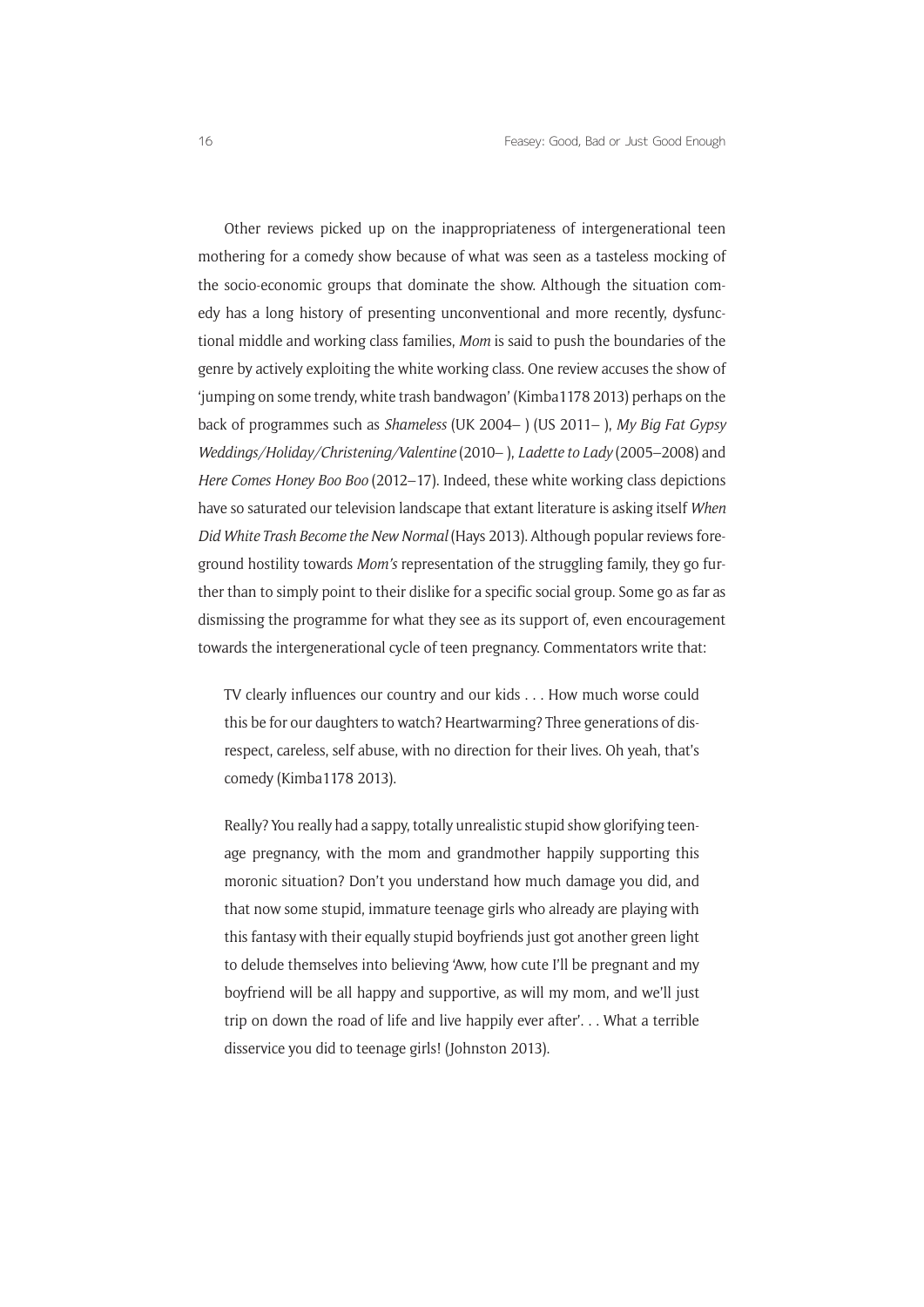Other reviews picked up on the inappropriateness of intergenerational teen mothering for a comedy show because of what was seen as a tasteless mocking of the socio-economic groups that dominate the show. Although the situation comedy has a long history of presenting unconventional and more recently, dysfunctional middle and working class families, *Mom* is said to push the boundaries of the genre by actively exploiting the white working class. One review accuses the show of 'jumping on some trendy, white trash bandwagon' (Kimba1178 2013) perhaps on the back of programmes such as *Shameless* (UK 2004– ) (US 2011– ), *My Big Fat Gypsy Weddings/Holiday/Christening/Valentine* (2010– ), *Ladette to Lady* (2005–2008) and *Here Comes Honey Boo Boo* (2012–17). Indeed, these white working class depictions have so saturated our television landscape that extant literature is asking itself *When Did White Trash Become the New Normal* (Hays 2013). Although popular reviews foreground hostility towards *Mom's* representation of the struggling family, they go further than to simply point to their dislike for a specific social group. Some go as far as dismissing the programme for what they see as its support of, even encouragement towards the intergenerational cycle of teen pregnancy. Commentators write that:

> TV clearly influences our country and our kids . . . How much worse could this be for our daughters to watch? Heartwarming? Three generations of disrespect, careless, self abuse, with no direction for their lives. Oh yeah, that's comedy (Kimba1178 2013).

> Really? You really had a sappy, totally unrealistic stupid show glorifying teenage pregnancy, with the mom and grandmother happily supporting this moronic situation? Don't you understand how much damage you did, and that now some stupid, immature teenage girls who already are playing with this fantasy with their equally stupid boyfriends just got another green light to delude themselves into believing 'Aww, how cute I'll be pregnant and my boyfriend will be all happy and supportive, as will my mom, and we'll just trip on down the road of life and live happily ever after'. . . What a terrible disservice you did to teenage girls! (Johnston 2013).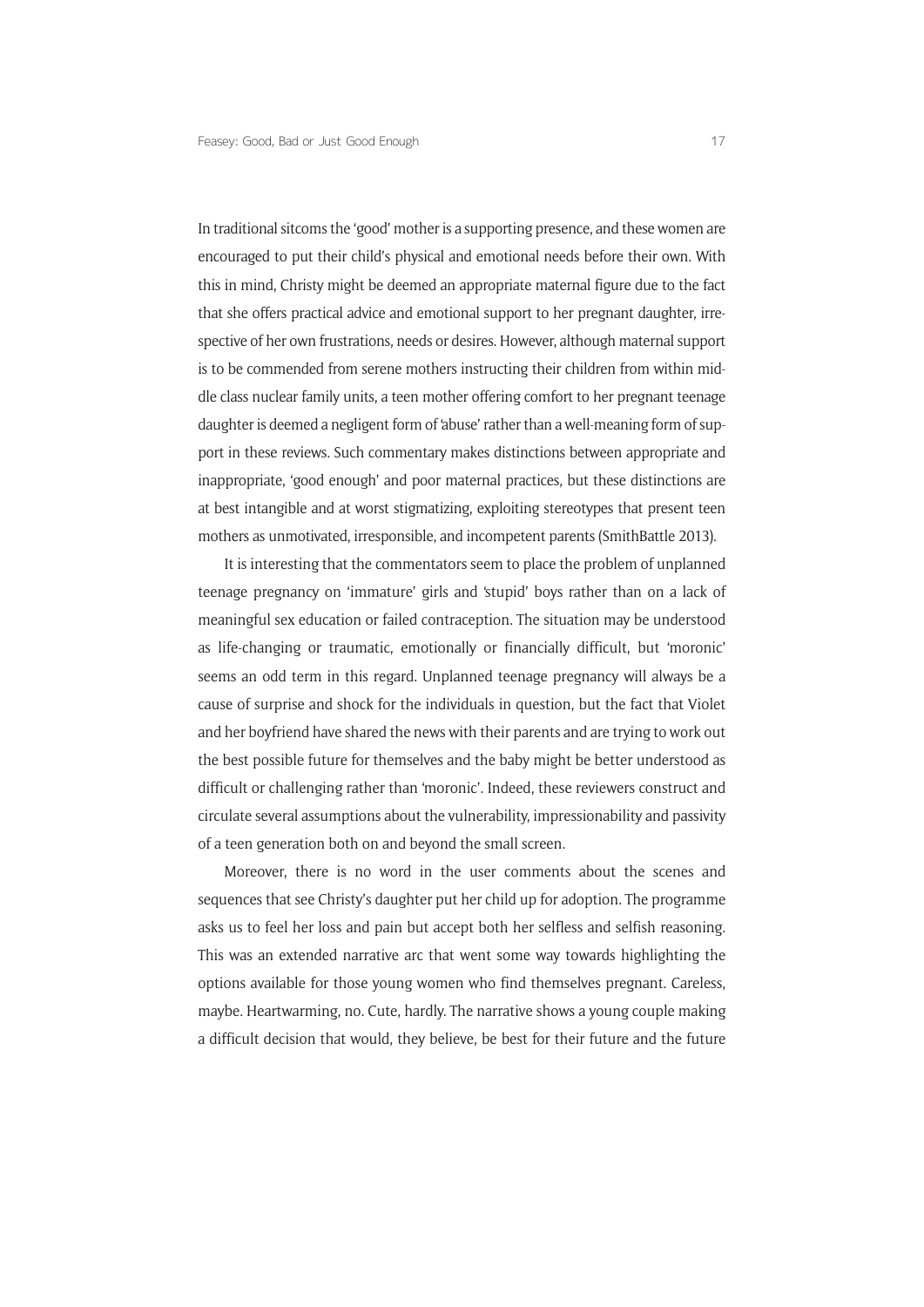In traditional sitcoms the 'good' mother is a supporting presence, and these women are encouraged to put their child's physical and emotional needs before their own. With this in mind, Christy might be deemed an appropriate maternal figure due to the fact that she offers practical advice and emotional support to her pregnant daughter, irrespective of her own frustrations, needs or desires. However, although maternal support is to be commended from serene mothers instructing their children from within middle class nuclear family units, a teen mother offering comfort to her pregnant teenage daughter is deemed a negligent form of 'abuse' rather than a well-meaning form of support in these reviews. Such commentary makes distinctions between appropriate and inappropriate, 'good enough' and poor maternal practices, but these distinctions are at best intangible and at worst stigmatizing, exploiting stereotypes that present teen mothers as unmotivated, irresponsible, and incompetent parents (SmithBattle 2013).

It is interesting that the commentators seem to place the problem of unplanned teenage pregnancy on 'immature' girls and 'stupid' boys rather than on a lack of meaningful sex education or failed contraception. The situation may be understood as life-changing or traumatic, emotionally or financially difficult, but 'moronic' seems an odd term in this regard. Unplanned teenage pregnancy will always be a cause of surprise and shock for the individuals in question, but the fact that Violet and her boyfriend have shared the news with their parents and are trying to work out the best possible future for themselves and the baby might be better understood as difficult or challenging rather than 'moronic'. Indeed, these reviewers construct and circulate several assumptions about the vulnerability, impressionability and passivity of a teen generation both on and beyond the small screen.

Moreover, there is no word in the user comments about the scenes and sequences that see Christy's daughter put her child up for adoption. The programme asks us to feel her loss and pain but accept both her selfless and selfish reasoning. This was an extended narrative arc that went some way towards highlighting the options available for those young women who find themselves pregnant. Careless, maybe. Heartwarming, no. Cute, hardly. The narrative shows a young couple making a difficult decision that would, they believe, be best for their future and the future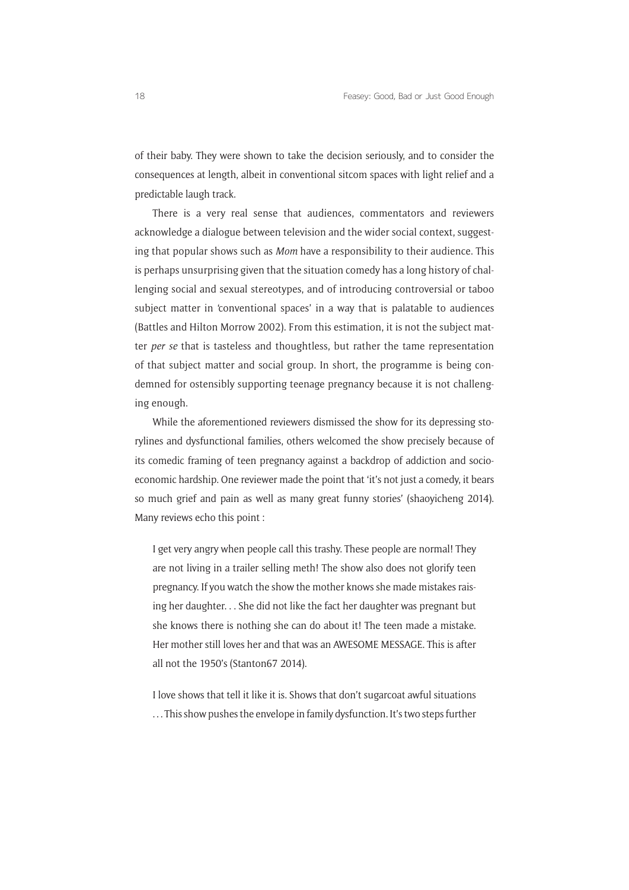of their baby. They were shown to take the decision seriously, and to consider the consequences at length, albeit in conventional sitcom spaces with light relief and a predictable laugh track.

There is a very real sense that audiences, commentators and reviewers acknowledge a dialogue between television and the wider social context, suggesting that popular shows such as *Mom* have a responsibility to their audience. This is perhaps unsurprising given that the situation comedy has a long history of challenging social and sexual stereotypes, and of introducing controversial or taboo subject matter in 'conventional spaces' in a way that is palatable to audiences (Battles and Hilton Morrow 2002). From this estimation, it is not the subject matter *per se* that is tasteless and thoughtless, but rather the tame representation of that subject matter and social group. In short, the programme is being condemned for ostensibly supporting teenage pregnancy because it is not challenging enough.

While the aforementioned reviewers dismissed the show for its depressing storylines and dysfunctional families, others welcomed the show precisely because of its comedic framing of teen pregnancy against a backdrop of addiction and socio-economic hardship. One reviewer made the point that 'it's not just a comedy, it bears so much grief and pain as well as many great funny stories' (shaoyicheng 2014). Many reviews echo this point :

> I get very angry when people call this trashy. These people are normal! They are not living in a trailer selling meth! The show also does not glorify teen pregnancy. If you watch the show the mother knows she made mistakes raising her daughter. . . She did not like the fact her daughter was pregnant but she knows there is nothing she can do about it! The teen made a mistake. Her mother still loves her and that was an AWESOME MESSAGE. This is after all not the 1950's (Stanton67 2014).

> I love shows that tell it like it is. Shows that don't sugarcoat awful situations . . . This show pushes the envelope in family dysfunction. It's two steps further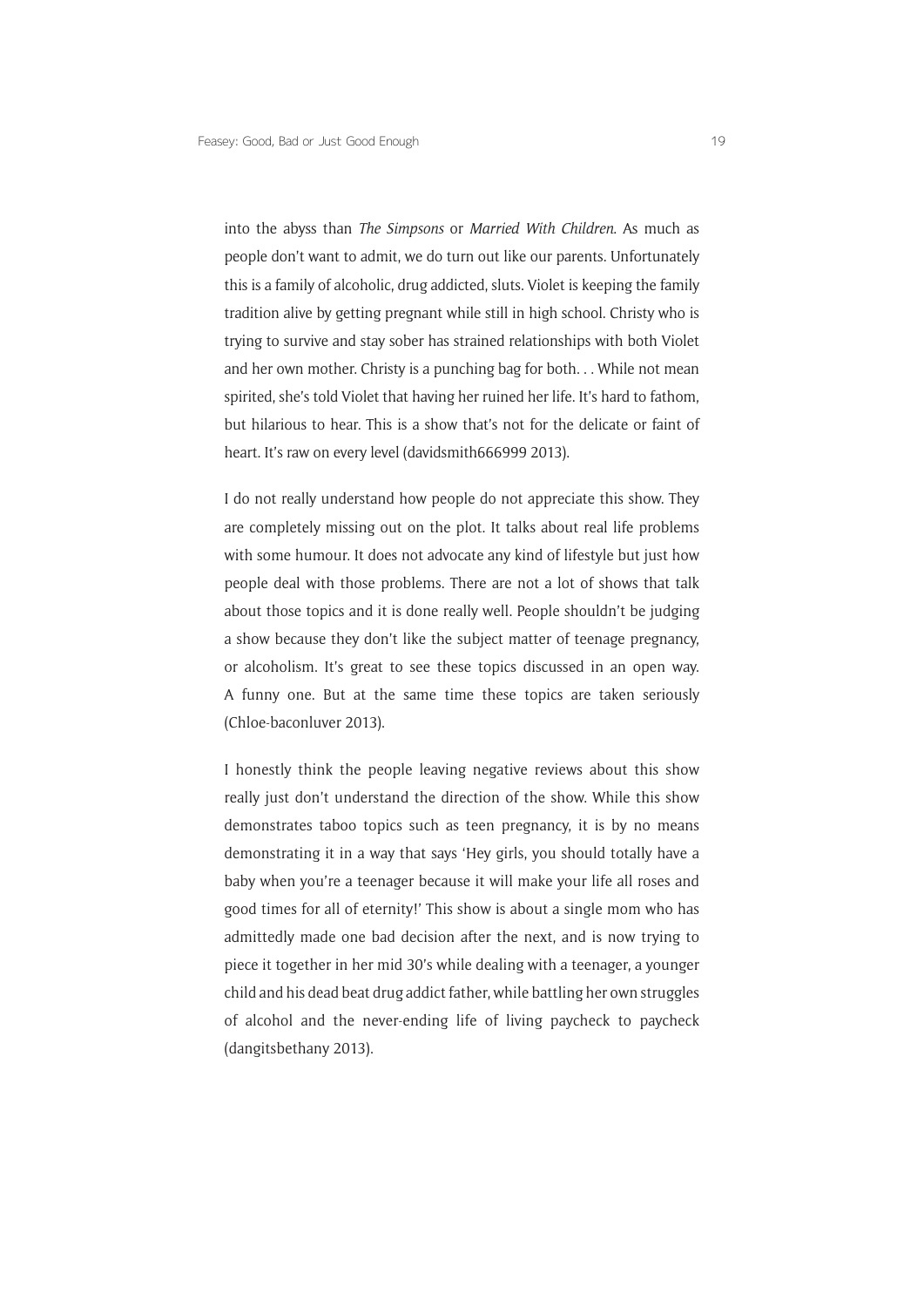into the abyss than *The Simpsons* or *Married With Children*. As much as people don't want to admit, we do turn out like our parents. Unfortunately this is a family of alcoholic, drug addicted, sluts. Violet is keeping the family tradition alive by getting pregnant while still in high school. Christy who is trying to survive and stay sober has strained relationships with both Violet and her own mother. Christy is a punching bag for both. . . While not mean spirited, she's told Violet that having her ruined her life. It's hard to fathom, but hilarious to hear. This is a show that's not for the delicate or faint of heart. It's raw on every level (davidsmith666999 2013).

I do not really understand how people do not appreciate this show. They are completely missing out on the plot. It talks about real life problems with some humour. It does not advocate any kind of lifestyle but just how people deal with those problems. There are not a lot of shows that talk about those topics and it is done really well. People shouldn't be judging a show because they don't like the subject matter of teenage pregnancy, or alcoholism. It's great to see these topics discussed in an open way. A funny one. But at the same time these topics are taken seriously (Chloe-baconluver 2013).

I honestly think the people leaving negative reviews about this show really just don't understand the direction of the show. While this show demonstrates taboo topics such as teen pregnancy, it is by no means demonstrating it in a way that says 'Hey girls, you should totally have a baby when you're a teenager because it will make your life all roses and good times for all of eternity!' This show is about a single mom who has admittedly made one bad decision after the next, and is now trying to piece it together in her mid 30's while dealing with a teenager, a younger child and his dead beat drug addict father, while battling her own struggles of alcohol and the never-ending life of living paycheck to paycheck (dangitsbethany 2013).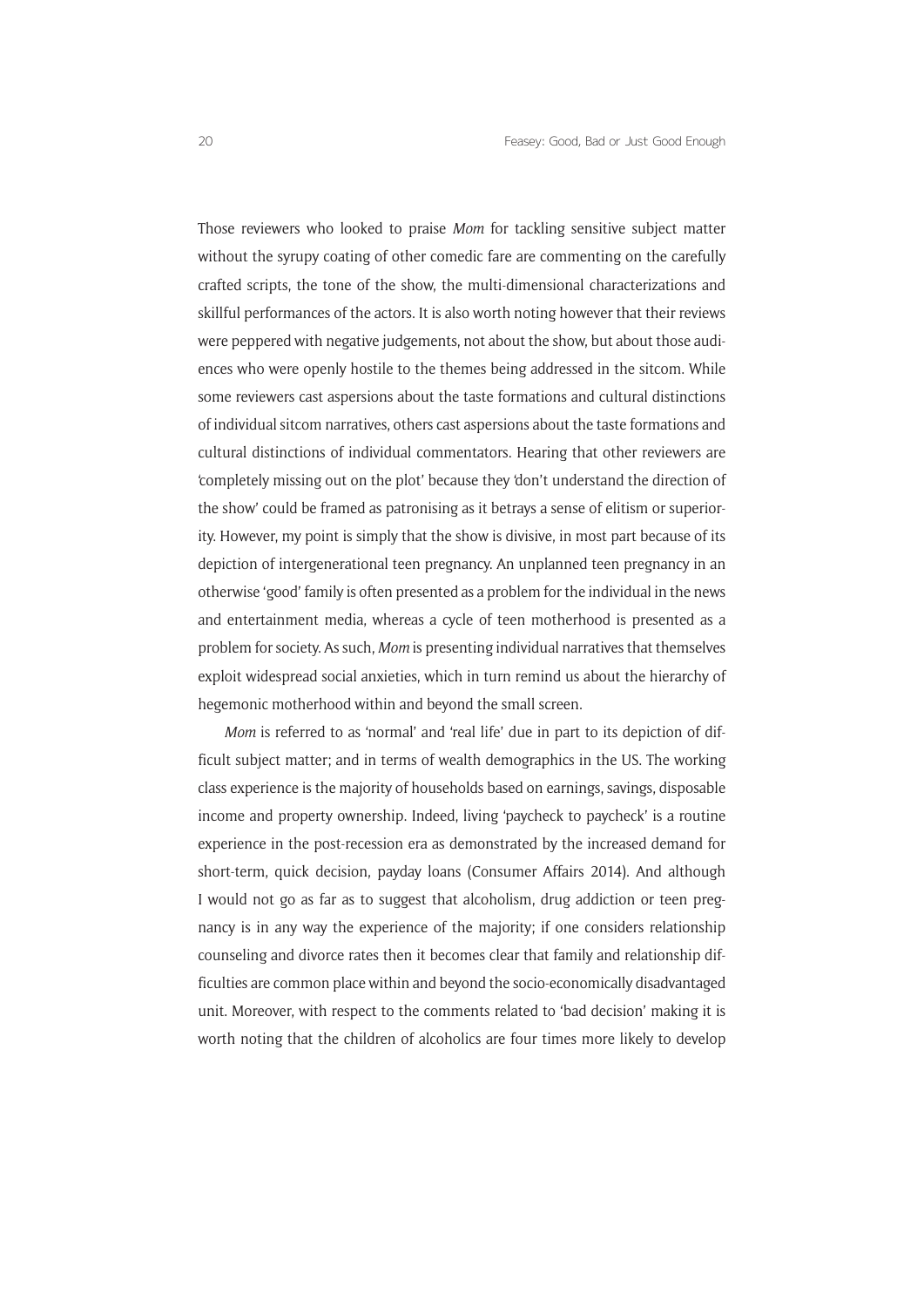Those reviewers who looked to praise *Mom* for tackling sensitive subject matter without the syrupy coating of other comedic fare are commenting on the carefully crafted scripts, the tone of the show, the multi-dimensional characterizations and skillful performances of the actors. It is also worth noting however that their reviews were peppered with negative judgements, not about the show, but about those audiences who were openly hostile to the themes being addressed in the sitcom. While some reviewers cast aspersions about the taste formations and cultural distinctions of individual sitcom narratives, others cast aspersions about the taste formations and cultural distinctions of individual commentators. Hearing that other reviewers are 'completely missing out on the plot' because they 'don't understand the direction of the show' could be framed as patronising as it betrays a sense of elitism or superiority. However, my point is simply that the show is divisive, in most part because of its depiction of intergenerational teen pregnancy. An unplanned teen pregnancy in an otherwise 'good' family is often presented as a problem for the individual in the news and entertainment media, whereas a cycle of teen motherhood is presented as a problem for society. As such, *Mom* is presenting individual narratives that themselves exploit widespread social anxieties, which in turn remind us about the hierarchy of hegemonic motherhood within and beyond the small screen.

*Mom* is referred to as 'normal' and 'real life' due in part to its depiction of difficult subject matter; and in terms of wealth demographics in the US. The working class experience is the majority of households based on earnings, savings, disposable income and property ownership. Indeed, living 'paycheck to paycheck' is a routine experience in the post-recession era as demonstrated by the increased demand for short-term, quick decision, payday loans (Consumer Affairs 2014). And although I would not go as far as to suggest that alcoholism, drug addiction or teen pregnancy is in any way the experience of the majority; if one considers relationship counseling and divorce rates then it becomes clear that family and relationship difficulties are common place within and beyond the socio-economically disadvantaged unit. Moreover, with respect to the comments related to 'bad decision' making it is worth noting that the children of alcoholics are four times more likely to develop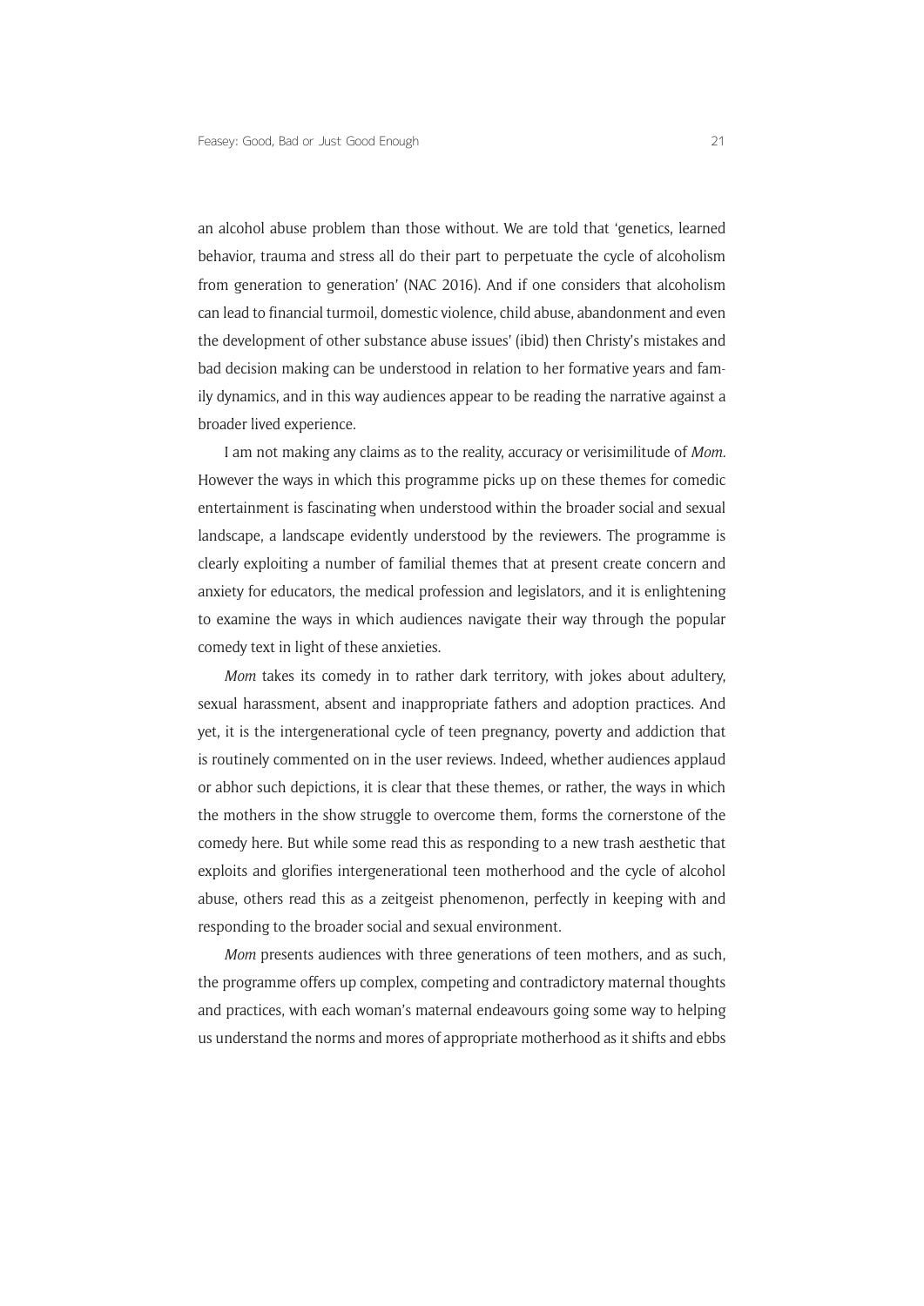an alcohol abuse problem than those without. We are told that 'genetics, learned behavior, trauma and stress all do their part to perpetuate the cycle of alcoholism from generation to generation' (NAC 2016). And if one considers that alcoholism can lead to financial turmoil, domestic violence, child abuse, abandonment and even the development of other substance abuse issues' (ibid) then Christy's mistakes and bad decision making can be understood in relation to her formative years and family dynamics, and in this way audiences appear to be reading the narrative against a broader lived experience.

I am not making any claims as to the reality, accuracy or verisimilitude of *Mom.* However the ways in which this programme picks up on these themes for comedic entertainment is fascinating when understood within the broader social and sexual landscape, a landscape evidently understood by the reviewers. The programme is clearly exploiting a number of familial themes that at present create concern and anxiety for educators, the medical profession and legislators, and it is enlightening to examine the ways in which audiences navigate their way through the popular comedy text in light of these anxieties.

*Mom* takes its comedy in to rather dark territory, with jokes about adultery, sexual harassment, absent and inappropriate fathers and adoption practices. And yet, it is the intergenerational cycle of teen pregnancy, poverty and addiction that is routinely commented on in the user reviews. Indeed, whether audiences applaud or abhor such depictions, it is clear that these themes, or rather, the ways in which the mothers in the show struggle to overcome them, forms the cornerstone of the comedy here. But while some read this as responding to a new trash aesthetic that exploits and glorifies intergenerational teen motherhood and the cycle of alcohol abuse, others read this as a zeitgeist phenomenon, perfectly in keeping with and responding to the broader social and sexual environment.

*Mom* presents audiences with three generations of teen mothers, and as such, the programme offers up complex, competing and contradictory maternal thoughts and practices, with each woman's maternal endeavours going some way to helping us understand the norms and mores of appropriate motherhood as it shifts and ebbs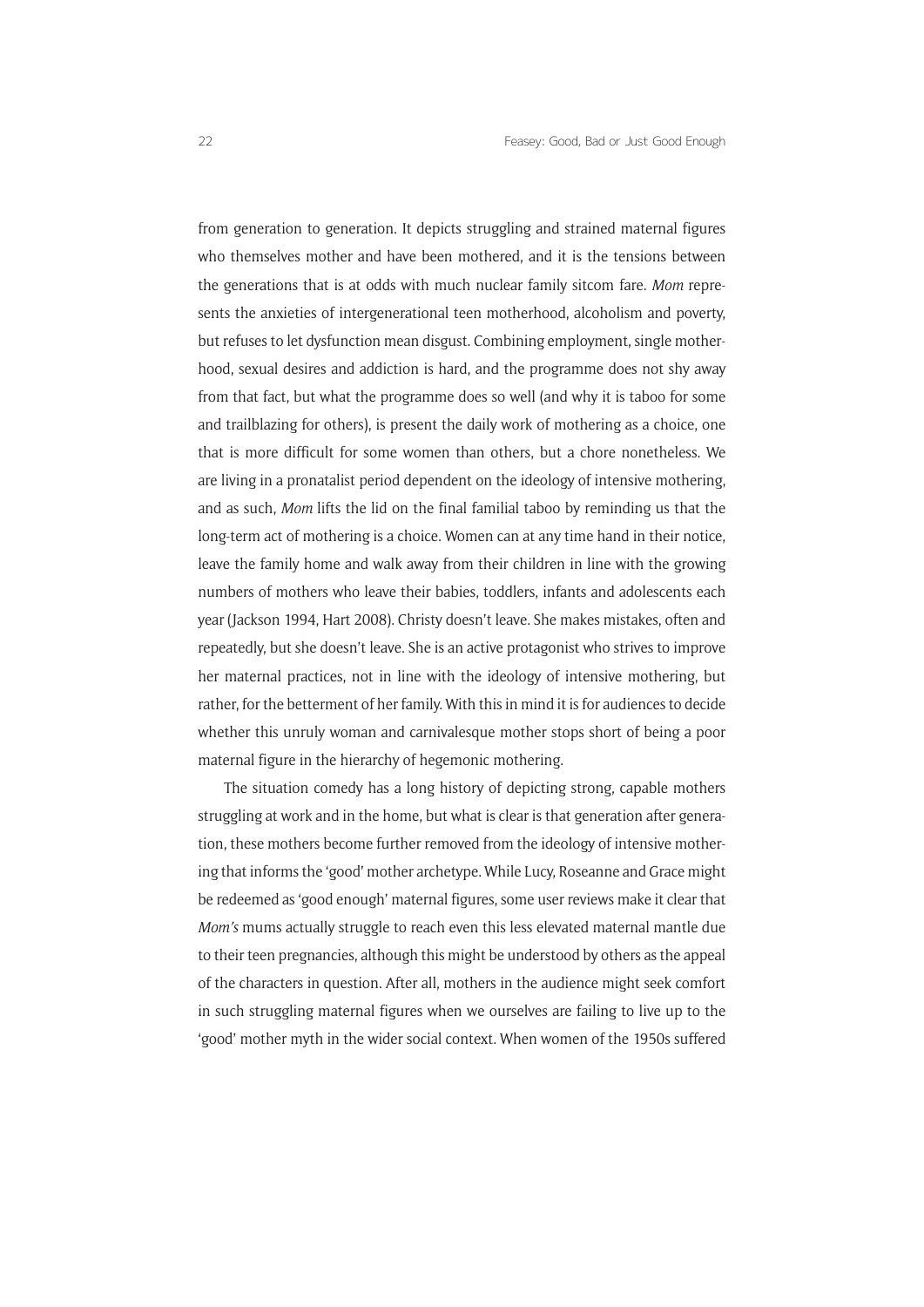from generation to generation. It depicts struggling and strained maternal figures who themselves mother and have been mothered, and it is the tensions between the generations that is at odds with much nuclear family sitcom fare. *Mom* represents the anxieties of intergenerational teen motherhood, alcoholism and poverty, but refuses to let dysfunction mean disgust. Combining employment, single motherhood, sexual desires and addiction is hard, and the programme does not shy away from that fact, but what the programme does so well (and why it is taboo for some and trailblazing for others), is present the daily work of mothering as a choice, one that is more difficult for some women than others, but a chore nonetheless. We are living in a pronatalist period dependent on the ideology of intensive mothering, and as such, *Mom* lifts the lid on the final familial taboo by reminding us that the long-term act of mothering is a choice. Women can at any time hand in their notice, leave the family home and walk away from their children in line with the growing numbers of mothers who leave their babies, toddlers, infants and adolescents each year (Jackson 1994, Hart 2008). Christy doesn't leave. She makes mistakes, often and repeatedly, but she doesn't leave. She is an active protagonist who strives to improve her maternal practices, not in line with the ideology of intensive mothering, but rather, for the betterment of her family. With this in mind it is for audiences to decide whether this unruly woman and carnivalesque mother stops short of being a poor maternal figure in the hierarchy of hegemonic mothering.

The situation comedy has a long history of depicting strong, capable mothers struggling at work and in the home, but what is clear is that generation after generation, these mothers become further removed from the ideology of intensive mothering that informs the 'good' mother archetype. While Lucy, Roseanne and Grace might be redeemed as 'good enough' maternal figures, some user reviews make it clear that *Mom's* mums actually struggle to reach even this less elevated maternal mantle due to their teen pregnancies, although this might be understood by others as the appeal of the characters in question. After all, mothers in the audience might seek comfort in such struggling maternal figures when we ourselves are failing to live up to the 'good' mother myth in the wider social context. When women of the 1950s suffered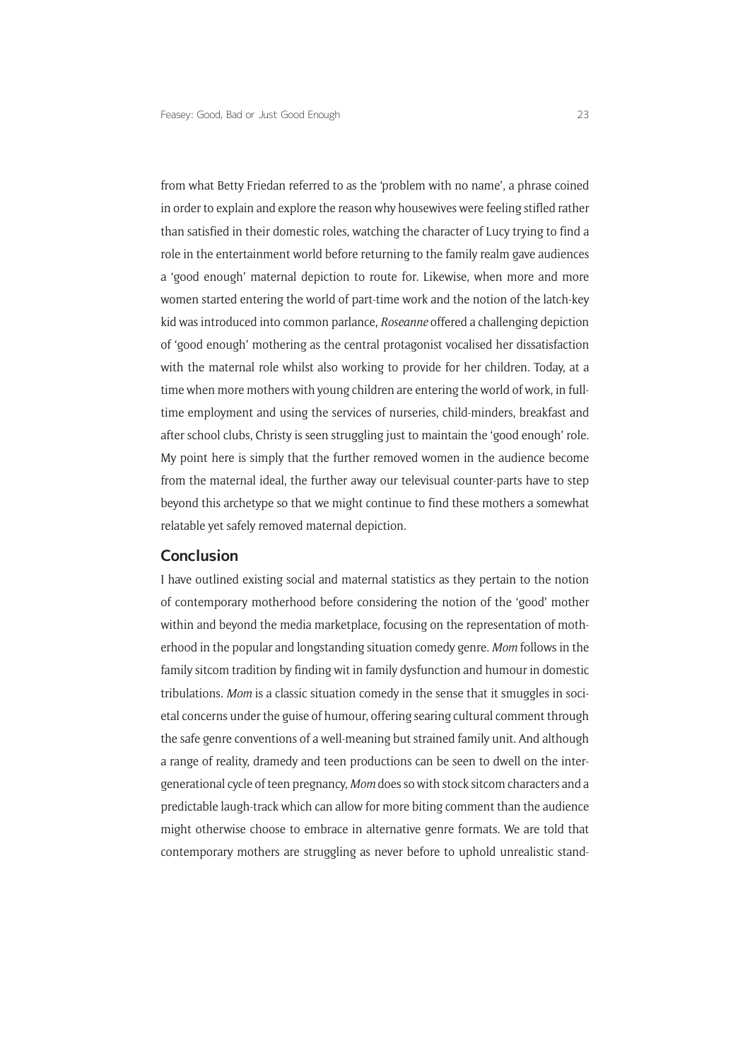from what Betty Friedan referred to as the 'problem with no name', a phrase coined in order to explain and explore the reason why housewives were feeling stifled rather than satisfied in their domestic roles, watching the character of Lucy trying to find a role in the entertainment world before returning to the family realm gave audiences a 'good enough' maternal depiction to route for. Likewise, when more and more women started entering the world of part-time work and the notion of the latch-key kid was introduced into common parlance, *Roseanne* offered a challenging depiction of 'good enough' mothering as the central protagonist vocalised her dissatisfaction with the maternal role whilst also working to provide for her children. Today, at a time when more mothers with young children are entering the world of work, in full-time employment and using the services of nurseries, child-minders, breakfast and after school clubs, Christy is seen struggling just to maintain the 'good enough' role. My point here is simply that the further removed women in the audience become from the maternal ideal, the further away our televisual counter-parts have to step beyond this archetype so that we might continue to find these mothers a somewhat relatable yet safely removed maternal depiction.

## Conclusion

I have outlined existing social and maternal statistics as they pertain to the notion of contemporary motherhood before considering the notion of the 'good' mother within and beyond the media marketplace, focusing on the representation of motherhood in the popular and longstanding situation comedy genre. *Mom* follows in the family sitcom tradition by finding wit in family dysfunction and humour in domestic tribulations. *Mom* is a classic situation comedy in the sense that it smuggles in societal concerns under the guise of humour, offering searing cultural comment through the safe genre conventions of a well-meaning but strained family unit. And although a range of reality, dramedy and teen productions can be seen to dwell on the intergenerational cycle of teen pregnancy, *Mom* does so with stock sitcom characters and a predictable laugh-track which can allow for more biting comment than the audience might otherwise choose to embrace in alternative genre formats. We are told that contemporary mothers are struggling as never before to uphold unrealistic stand-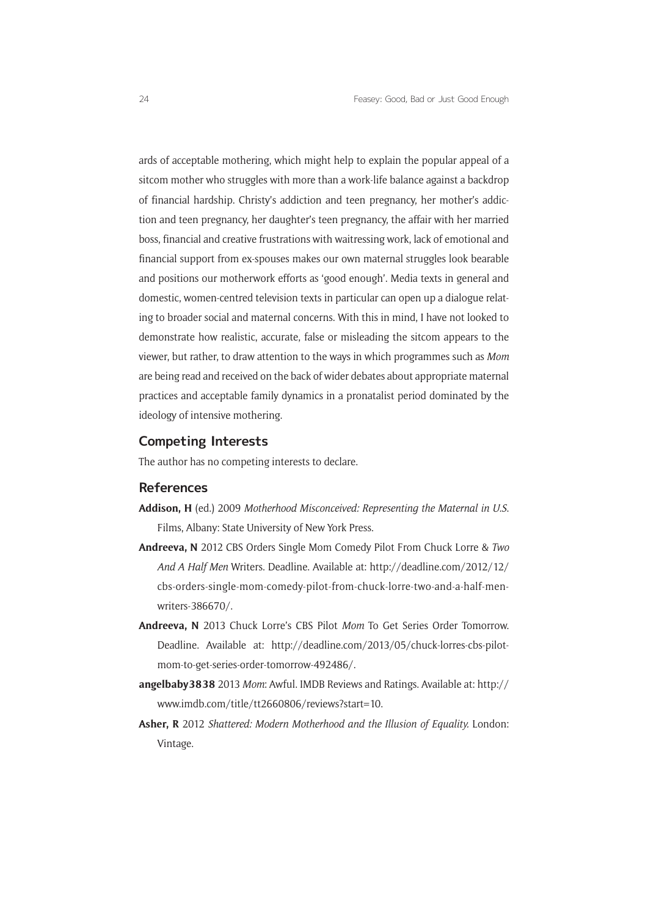ards of acceptable mothering, which might help to explain the popular appeal of a sitcom mother who struggles with more than a work-life balance against a backdrop of financial hardship. Christy's addiction and teen pregnancy, her mother's addiction and teen pregnancy, her daughter's teen pregnancy, the affair with her married boss, financial and creative frustrations with waitressing work, lack of emotional and financial support from ex-spouses makes our own maternal struggles look bearable and positions our motherwork efforts as 'good enough'. Media texts in general and domestic, women-centred television texts in particular can open up a dialogue relating to broader social and maternal concerns. With this in mind, I have not looked to demonstrate how realistic, accurate, false or misleading the sitcom appears to the viewer, but rather, to draw attention to the ways in which programmes such as *Mom* are being read and received on the back of wider debates about appropriate maternal practices and acceptable family dynamics in a pronatalist period dominated by the ideology of intensive mothering.

## Competing Interests

The author has no competing interests to declare.

## References

**Addison, H** (ed.) 2009 *Motherhood Misconceived: Representing the Maternal in U.S.* Films, Albany: State University of New York Press.

**Andreeva, N** 2012 CBS Orders Single Mom Comedy Pilot From Chuck Lorre & *Two And A Half Men* Writers. Deadline. Available at: http://deadline.com/2012/12/cbs-orders-single-mom-comedy-pilot-from-chuck-lorre-two-and-a-half-men-writers-386670/.

**Andreeva, N** 2013 Chuck Lorre's CBS Pilot *Mom* To Get Series Order Tomorrow. Deadline. Available at: http://deadline.com/2013/05/chuck-lorres-cbs-pilot-mom-to-get-series-order-tomorrow-492486/.

**angelbaby3838** 2013 *Mom*: Awful. IMDB Reviews and Ratings. Available at: http://www.imdb.com/title/tt2660806/reviews?start=10.

**Asher, R** 2012 *Shattered: Modern Motherhood and the Illusion of Equality.* London: Vintage.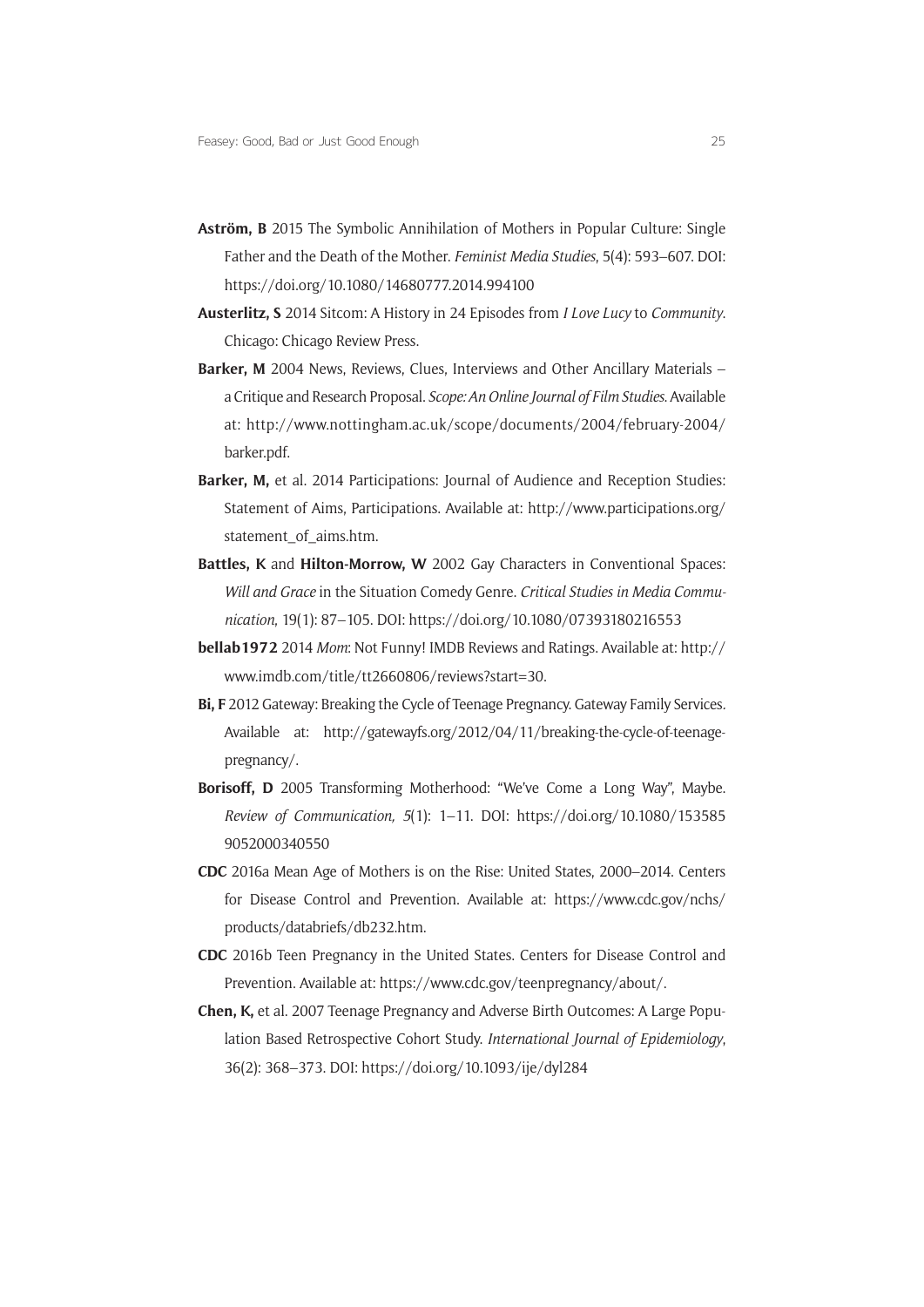**Aström, B** 2015 The Symbolic Annihilation of Mothers in Popular Culture: Single Father and the Death of the Mother. *Feminist Media Studies*, 5(4): 593–607. DOI: https://doi.org/10.1080/14680777.2014.994100

**Austerlitz, S** 2014 Sitcom: A History in 24 Episodes from *I Love Lucy* to *Community*. Chicago: Chicago Review Press.

**Barker, M** 2004 News, Reviews, Clues, Interviews and Other Ancillary Materials – a Critique and Research Proposal. *Scope: An Online Journal of Film Studies*. Available at: http://www.nottingham.ac.uk/scope/documents/2004/february-2004/barker.pdf.

**Barker, M,** et al. 2014 Participations: Journal of Audience and Reception Studies: Statement of Aims, Participations. Available at: http://www.participations.org/statement_of_aims.htm.

**Battles, K** and **Hilton-Morrow, W** 2002 Gay Characters in Conventional Spaces: *Will and Grace* in the Situation Comedy Genre. *Critical Studies in Media Communication*, 19(1): 87–105. DOI: https://doi.org/10.1080/07393180216553

**bellab1972** 2014 *Mom*: Not Funny! IMDB Reviews and Ratings. Available at: http://www.imdb.com/title/tt2660806/reviews?start=30.

**Bi, F** 2012 Gateway: Breaking the Cycle of Teenage Pregnancy. Gateway Family Services. Available at: http://gatewayfs.org/2012/04/11/breaking-the-cycle-of-teenage-pregnancy/.

**Borisoff, D** 2005 Transforming Motherhood: "We've Come a Long Way", Maybe. *Review of Communication, 5*(1): 1–11. DOI: https://doi.org/10.1080/1535859052000340550

**CDC** 2016a Mean Age of Mothers is on the Rise: United States, 2000–2014. Centers for Disease Control and Prevention. Available at: https://www.cdc.gov/nchs/products/databriefs/db232.htm.

**CDC** 2016b Teen Pregnancy in the United States. Centers for Disease Control and Prevention. Available at: https://www.cdc.gov/teenpregnancy/about/.

**Chen, K,** et al. 2007 Teenage Pregnancy and Adverse Birth Outcomes: A Large Population Based Retrospective Cohort Study. *International Journal of Epidemiology*, 36(2): 368–373. DOI: https://doi.org/10.1093/ije/dyl284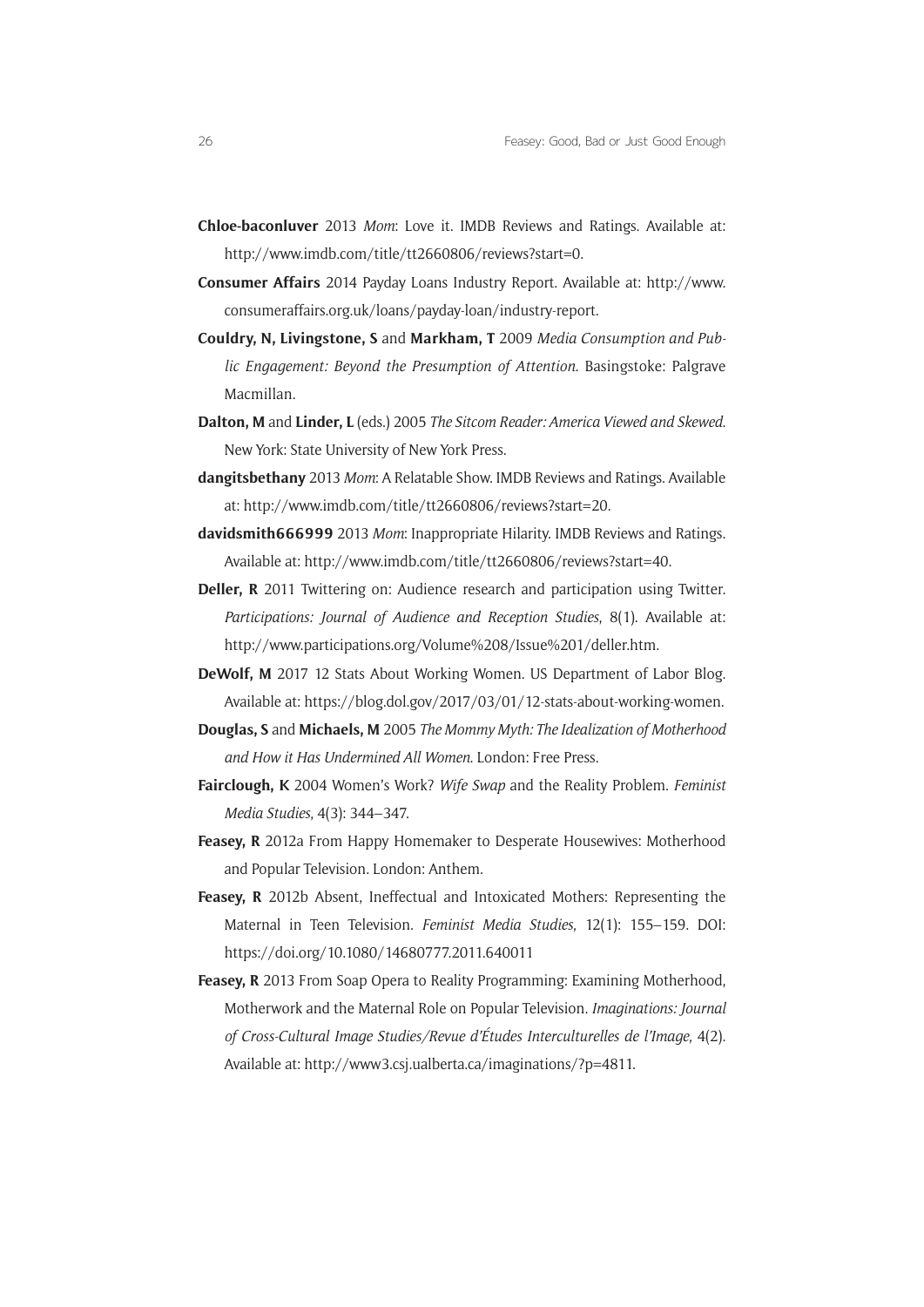**Chloe-baconluver** 2013 *Mom*: Love it. IMDB Reviews and Ratings. Available at: http://www.imdb.com/title/tt2660806/reviews?start=0.

**Consumer Affairs** 2014 Payday Loans Industry Report. Available at: http://www.consumeraffairs.org.uk/loans/payday-loan/industry-report.

**Couldry, N, Livingstone, S** and **Markham, T** 2009 *Media Consumption and Public Engagement: Beyond the Presumption of Attention*. Basingstoke: Palgrave Macmillan.

**Dalton, M** and **Linder, L** (eds.) 2005 *The Sitcom Reader: America Viewed and Skewed*. New York: State University of New York Press.

**dangitsbethany** 2013 *Mom*: A Relatable Show. IMDB Reviews and Ratings. Available at: http://www.imdb.com/title/tt2660806/reviews?start=20.

**davidsmith666999** 2013 *Mom*: Inappropriate Hilarity. IMDB Reviews and Ratings. Available at: http://www.imdb.com/title/tt2660806/reviews?start=40.

**Deller, R** 2011 Twittering on: Audience research and participation using Twitter. *Participations: Journal of Audience and Reception Studies*, 8(1). Available at: http://www.participations.org/Volume%208/Issue%201/deller.htm.

**DeWolf, M** 2017 12 Stats About Working Women. US Department of Labor Blog. Available at: https://blog.dol.gov/2017/03/01/12-stats-about-working-women.

**Douglas, S** and **Michaels, M** 2005 *The Mommy Myth: The Idealization of Motherhood and How it Has Undermined All Women*. London: Free Press.

**Fairclough, K** 2004 Women's Work? *Wife Swap* and the Reality Problem. *Feminist Media Studies*, 4(3): 344–347.

**Feasey, R** 2012a From Happy Homemaker to Desperate Housewives: Motherhood and Popular Television. London: Anthem.

**Feasey, R** 2012b Absent, Ineffectual and Intoxicated Mothers: Representing the Maternal in Teen Television. *Feminist Media Studies*, 12(1): 155–159. DOI: https://doi.org/10.1080/14680777.2011.640011

**Feasey, R** 2013 From Soap Opera to Reality Programming: Examining Motherhood, Motherwork and the Maternal Role on Popular Television. *Imaginations: Journal of Cross-Cultural Image Studies/Revue d'Études Interculturelles de l'Image*, 4(2). Available at: http://www3.csj.ualberta.ca/imaginations/?p=4811.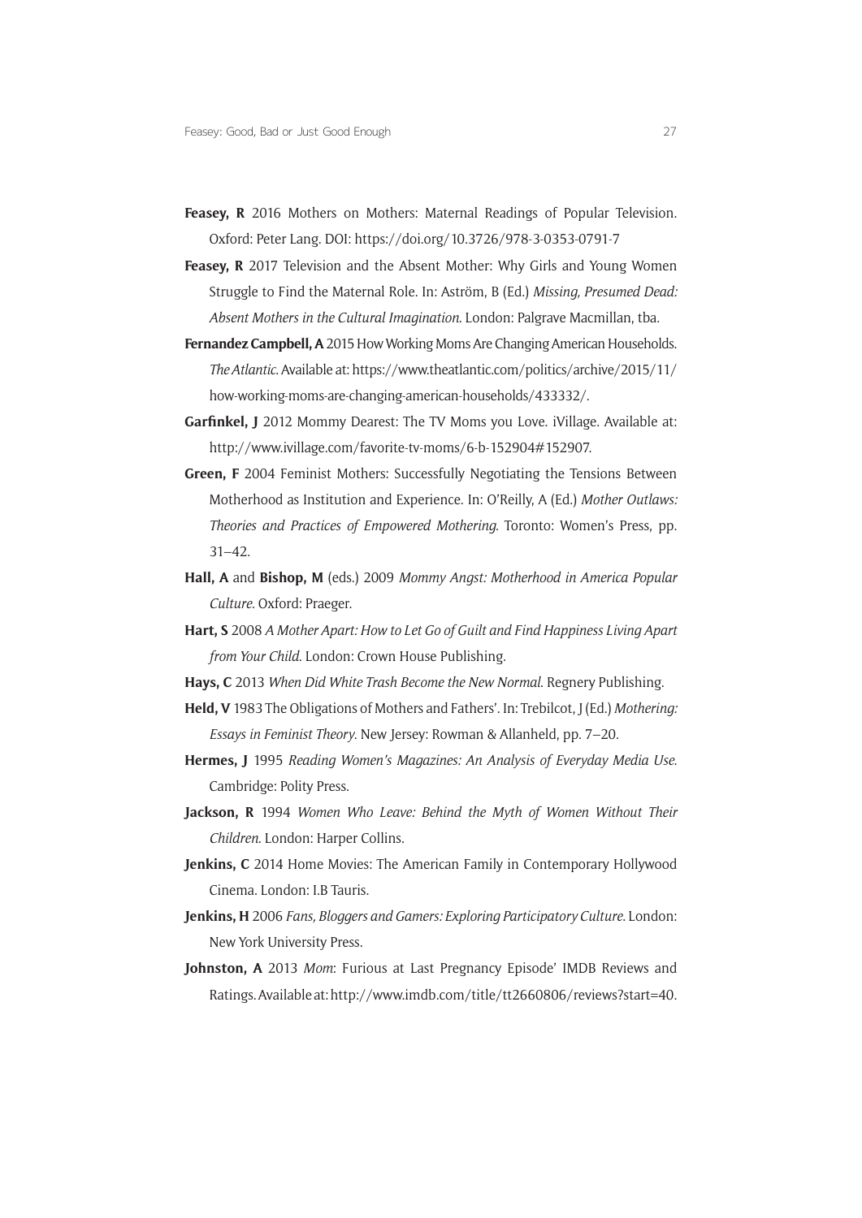**Feasey, R** 2016 Mothers on Mothers: Maternal Readings of Popular Television. Oxford: Peter Lang. DOI: https://doi.org/10.3726/978-3-0353-0791-7

**Feasey, R** 2017 Television and the Absent Mother: Why Girls and Young Women Struggle to Find the Maternal Role. In: Aström, B (Ed.) *Missing, Presumed Dead: Absent Mothers in the Cultural Imagination*. London: Palgrave Macmillan, tba.

**Fernandez Campbell, A** 2015 How Working Moms Are Changing American Households. *The Atlantic*. Available at: https://www.theatlantic.com/politics/archive/2015/11/how-working-moms-are-changing-american-households/433332/.

**Garfinkel, J** 2012 Mommy Dearest: The TV Moms you Love. iVillage. Available at: http://www.ivillage.com/favorite-tv-moms/6-b-152904#152907.

**Green, F** 2004 Feminist Mothers: Successfully Negotiating the Tensions Between Motherhood as Institution and Experience. In: O'Reilly, A (Ed.) *Mother Outlaws: Theories and Practices of Empowered Mothering*. Toronto: Women's Press, pp. 31–42.

**Hall, A** and **Bishop, M** (eds.) 2009 *Mommy Angst: Motherhood in America Popular Culture*. Oxford: Praeger.

**Hart, S** 2008 *A Mother Apart: How to Let Go of Guilt and Find Happiness Living Apart from Your Child*. London: Crown House Publishing.

**Hays, C** 2013 *When Did White Trash Become the New Normal*. Regnery Publishing.

**Held, V** 1983 The Obligations of Mothers and Fathers'. In: Trebilcot, J (Ed.) *Mothering: Essays in Feminist Theory*. New Jersey: Rowman & Allanheld, pp. 7–20.

**Hermes, J** 1995 *Reading Women's Magazines: An Analysis of Everyday Media Use*. Cambridge: Polity Press.

**Jackson, R** 1994 *Women Who Leave: Behind the Myth of Women Without Their Children*. London: Harper Collins.

**Jenkins, C** 2014 Home Movies: The American Family in Contemporary Hollywood Cinema. London: I.B Tauris.

**Jenkins, H** 2006 *Fans, Bloggers and Gamers: Exploring Participatory Culture*. London: New York University Press.

**Johnston, A** 2013 *Mom*: Furious at Last Pregnancy Episode' IMDB Reviews and Ratings. Available at: http://www.imdb.com/title/tt2660806/reviews?start=40.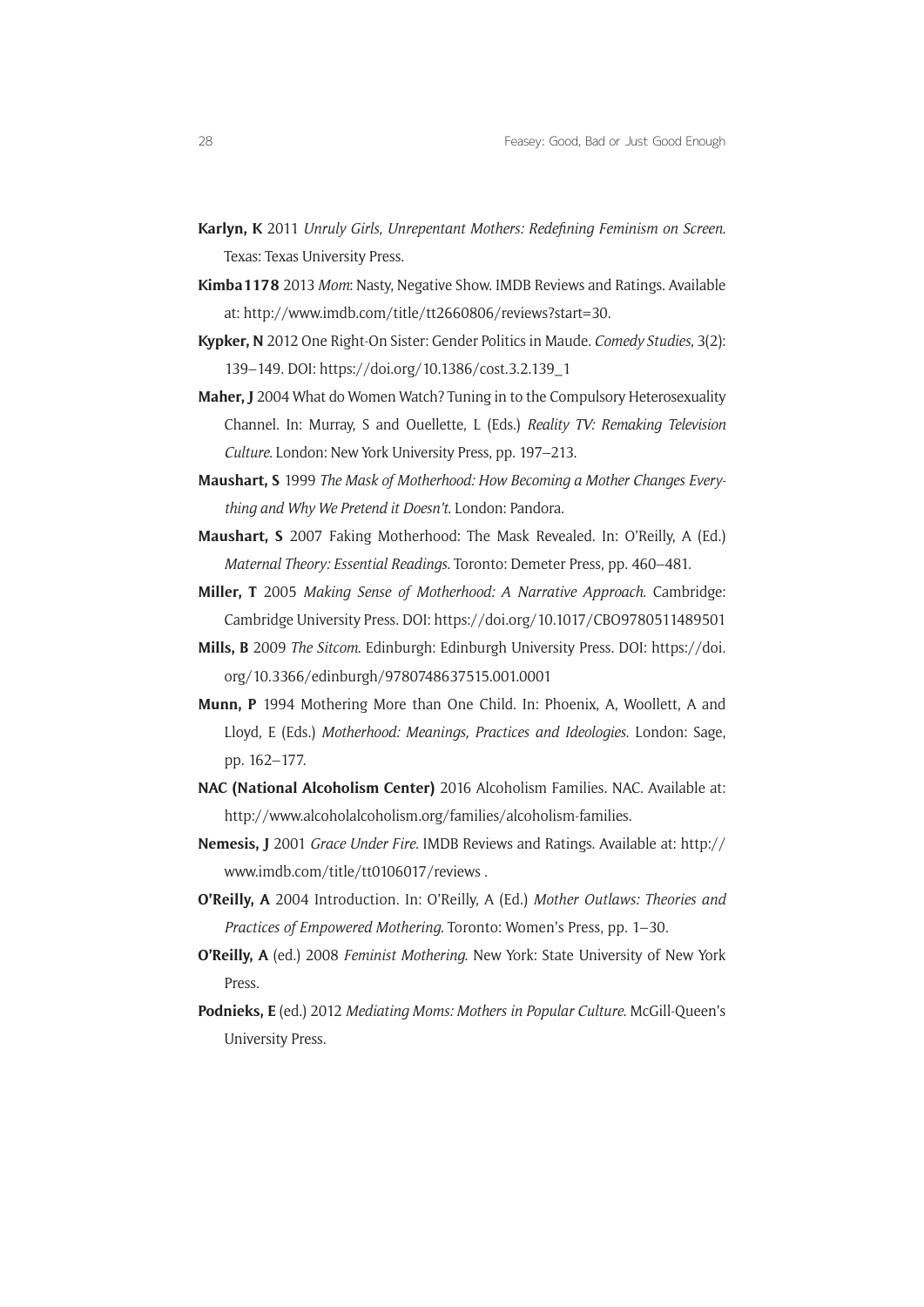**Karlyn, K** 2011 *Unruly Girls, Unrepentant Mothers: Redefining Feminism on Screen*. Texas: Texas University Press.

**Kimba1178** 2013 *Mom*: Nasty, Negative Show. IMDB Reviews and Ratings. Available at: http://www.imdb.com/title/tt2660806/reviews?start=30.

**Kypker, N** 2012 One Right-On Sister: Gender Politics in Maude. *Comedy Studies*, 3(2): 139–149. DOI: https://doi.org/10.1386/cost.3.2.139_1

**Maher, J** 2004 What do Women Watch? Tuning in to the Compulsory Heterosexuality Channel. In: Murray, S and Ouellette, L (Eds.) *Reality TV: Remaking Television Culture*. London: New York University Press, pp. 197–213.

**Maushart, S** 1999 *The Mask of Motherhood: How Becoming a Mother Changes Everything and Why We Pretend it Doesn't*. London: Pandora.

**Maushart, S** 2007 Faking Motherhood: The Mask Revealed. In: O'Reilly, A (Ed.) *Maternal Theory: Essential Readings*. Toronto: Demeter Press, pp. 460–481.

**Miller, T** 2005 *Making Sense of Motherhood: A Narrative Approach*. Cambridge: Cambridge University Press. DOI: https://doi.org/10.1017/CBO9780511489501

**Mills, B** 2009 *The Sitcom*. Edinburgh: Edinburgh University Press. DOI: https://doi.org/10.3366/edinburgh/9780748637515.001.0001

**Munn, P** 1994 Mothering More than One Child. In: Phoenix, A, Woollett, A and Lloyd, E (Eds.) *Motherhood: Meanings, Practices and Ideologies*. London: Sage, pp. 162–177.

**NAC (National Alcoholism Center)** 2016 Alcoholism Families. NAC. Available at: http://www.alcoholalcoholism.org/families/alcoholism-families.

**Nemesis, J** 2001 *Grace Under Fire*. IMDB Reviews and Ratings. Available at: http://www.imdb.com/title/tt0106017/reviews .

**O'Reilly, A** 2004 Introduction. In: O'Reilly, A (Ed.) *Mother Outlaws: Theories and Practices of Empowered Mothering*. Toronto: Women's Press, pp. 1–30.

**O'Reilly, A** (ed.) 2008 *Feminist Mothering*. New York: State University of New York Press.

**Podnieks, E** (ed.) 2012 *Mediating Moms: Mothers in Popular Culture*. McGill-Queen's University Press.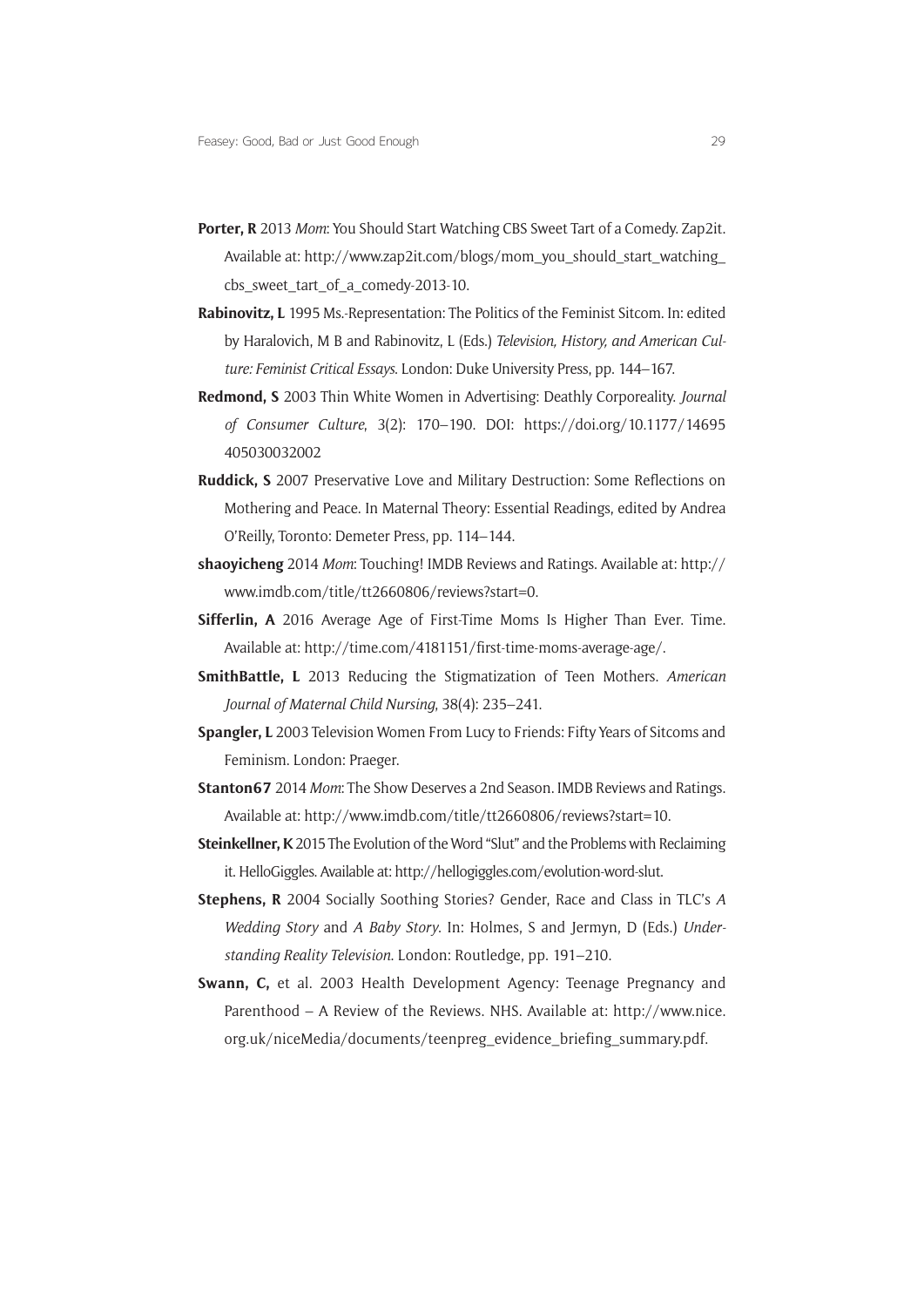**Porter, R** 2013 *Mom*: You Should Start Watching CBS Sweet Tart of a Comedy. Zap2it. Available at: http://www.zap2it.com/blogs/mom_you_should_start_watching_cbs_sweet_tart_of_a_comedy-2013-10.

**Rabinovitz, L** 1995 Ms.-Representation: The Politics of the Feminist Sitcom. In: edited by Haralovich, M B and Rabinovitz, L (Eds.) *Television, History, and American Culture: Feminist Critical Essays*. London: Duke University Press, pp. 144–167.

**Redmond, S** 2003 Thin White Women in Advertising: Deathly Corporeality. *Journal of Consumer Culture*, 3(2): 170–190. DOI: https://doi.org/10.1177/14695405030032002

**Ruddick, S** 2007 Preservative Love and Military Destruction: Some Reflections on Mothering and Peace. In Maternal Theory: Essential Readings, edited by Andrea O'Reilly, Toronto: Demeter Press, pp. 114–144.

**shaoyicheng** 2014 *Mom*: Touching! IMDB Reviews and Ratings. Available at: http://www.imdb.com/title/tt2660806/reviews?start=0.

**Sifferlin, A** 2016 Average Age of First-Time Moms Is Higher Than Ever. Time. Available at: http://time.com/4181151/first-time-moms-average-age/.

**SmithBattle, L** 2013 Reducing the Stigmatization of Teen Mothers. *American Journal of Maternal Child Nursing*, 38(4): 235–241.

**Spangler, L** 2003 Television Women From Lucy to Friends: Fifty Years of Sitcoms and Feminism. London: Praeger.

**Stanton67** 2014 *Mom*: The Show Deserves a 2nd Season. IMDB Reviews and Ratings. Available at: http://www.imdb.com/title/tt2660806/reviews?start=10.

**Steinkellner, K** 2015 The Evolution of the Word "Slut" and the Problems with Reclaiming it. HelloGiggles. Available at: http://hellogiggles.com/evolution-word-slut.

**Stephens, R** 2004 Socially Soothing Stories? Gender, Race and Class in TLC's *A Wedding Story* and *A Baby Story*. In: Holmes, S and Jermyn, D (Eds.) *Understanding Reality Television*. London: Routledge, pp. 191–210.

**Swann, C,** et al. 2003 Health Development Agency: Teenage Pregnancy and Parenthood – A Review of the Reviews. NHS. Available at: http://www.nice.org.uk/niceMedia/documents/teenpreg_evidence_briefing_summary.pdf.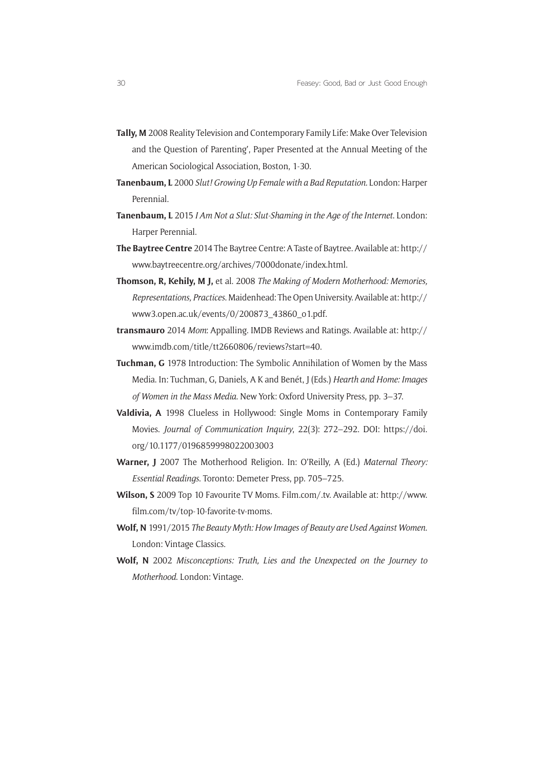**Tally, M** 2008 Reality Television and Contemporary Family Life: Make Over Television and the Question of Parenting', Paper Presented at the Annual Meeting of the American Sociological Association, Boston, 1-30.

**Tanenbaum, L** 2000 *Slut! Growing Up Female with a Bad Reputation.* London: Harper Perennial.

**Tanenbaum, L** 2015 *I Am Not a Slut: Slut-Shaming in the Age of the Internet.* London: Harper Perennial.

**The Baytree Centre** 2014 The Baytree Centre: A Taste of Baytree. Available at: http://www.baytreecentre.org/archives/7000donate/index.html.

**Thomson, R, Kehily, M J,** et al. 2008 *The Making of Modern Motherhood: Memories, Representations, Practices.* Maidenhead: The Open University. Available at: http://www3.open.ac.uk/events/0/200873_43860_o1.pdf.

**transmauro** 2014 *Mom*: Appalling. IMDB Reviews and Ratings. Available at: http://www.imdb.com/title/tt2660806/reviews?start=40.

**Tuchman, G** 1978 Introduction: The Symbolic Annihilation of Women by the Mass Media. In: Tuchman, G, Daniels, A K and Benét, J (Eds.) *Hearth and Home: Images of Women in the Mass Media.* New York: Oxford University Press, pp. 3–37.

**Valdivia, A** 1998 Clueless in Hollywood: Single Moms in Contemporary Family Movies. *Journal of Communication Inquiry*, 22(3): 272–292. DOI: https://doi.org/10.1177/0196859998022003003

**Warner, J** 2007 The Motherhood Religion. In: O'Reilly, A (Ed.) *Maternal Theory: Essential Readings.* Toronto: Demeter Press, pp. 705–725.

**Wilson, S** 2009 Top 10 Favourite TV Moms. Film.com/.tv. Available at: http://www.film.com/tv/top-10-favorite-tv-moms.

**Wolf, N** 1991/2015 *The Beauty Myth: How Images of Beauty are Used Against Women.* London: Vintage Classics.

**Wolf, N** 2002 *Misconceptions: Truth, Lies and the Unexpected on the Journey to Motherhood.* London: Vintage.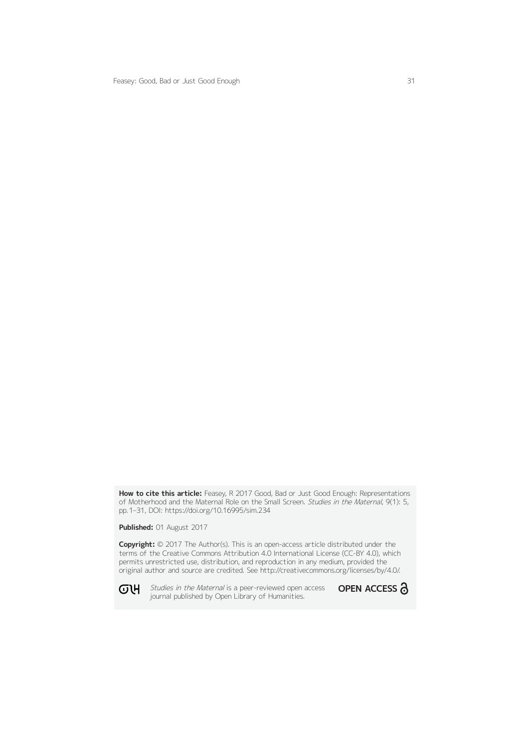**How to cite this article:** Feasey, R 2017 Good, Bad or Just Good Enough: Representations of Motherhood and the Maternal Role on the Small Screen. *Studies in the Maternal*, 9(1): 5, pp. 1–31, DOI: https://doi.org/10.16995/sim.234

**Published:** 01 August 2017

**Copyright:** © 2017 The Author(s). This is an open-access article distributed under the terms of the Creative Commons Attribution 4.0 International License (CC-BY 4.0), which permits unrestricted use, distribution, and reproduction in any medium, provided the original author and source are credited. See http://creativecommons.org/licenses/by/4.0/.

OLH *Studies in the Maternal* is a peer-reviewed open access journal published by Open Library of Humanities. **OPEN ACCESS**